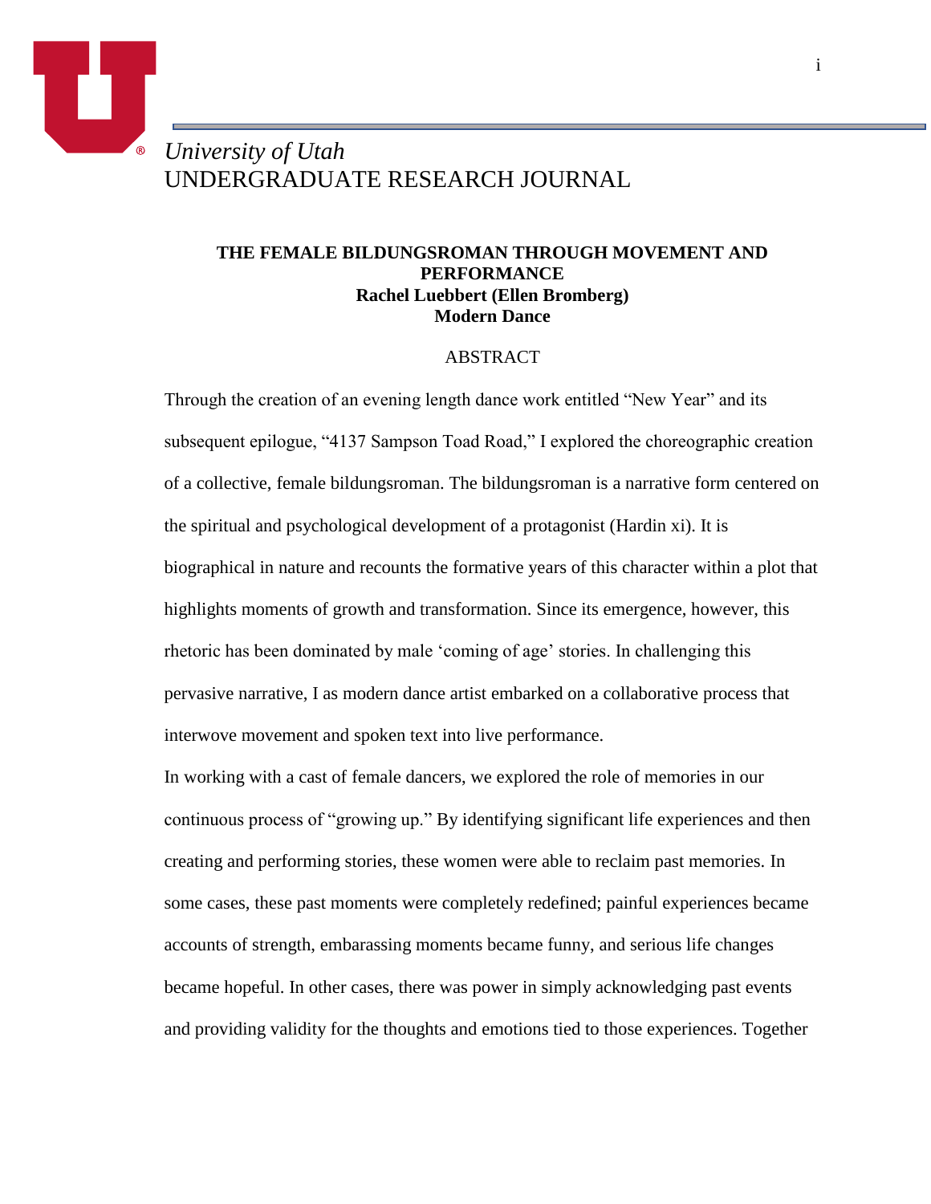*University of Utah*
UNDERGRADUATE RESEARCH JOURNAL

**THE FEMALE BILDUNGSROMAN THROUGH MOVEMENT AND PERFORMANCE**
**Rachel Luebbert (Ellen Bromberg)**
**Modern Dance**

ABSTRACT

Through the creation of an evening length dance work entitled "New Year" and its subsequent epilogue, "4137 Sampson Toad Road," I explored the choreographic creation of a collective, female bildungsroman. The bildungsroman is a narrative form centered on the spiritual and psychological development of a protagonist (Hardin xi). It is biographical in nature and recounts the formative years of this character within a plot that highlights moments of growth and transformation. Since its emergence, however, this rhetoric has been dominated by male 'coming of age' stories. In challenging this pervasive narrative, I as modern dance artist embarked on a collaborative process that interwove movement and spoken text into live performance.

In working with a cast of female dancers, we explored the role of memories in our continuous process of "growing up." By identifying significant life experiences and then creating and performing stories, these women were able to reclaim past memories. In some cases, these past moments were completely redefined; painful experiences became accounts of strength, embarassing moments became funny, and serious life changes became hopeful. In other cases, there was power in simply acknowledging past events and providing validity for the thoughts and emotions tied to those experiences. Together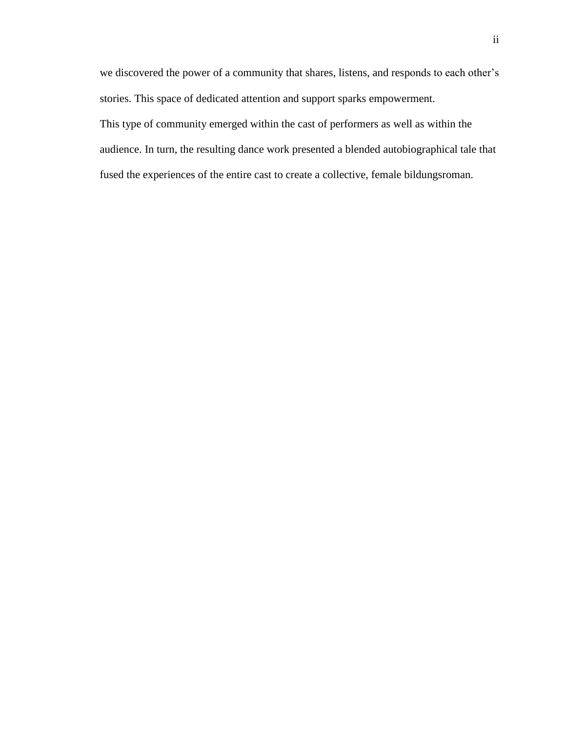we discovered the power of a community that shares, listens, and responds to each other's stories. This space of dedicated attention and support sparks empowerment.

This type of community emerged within the cast of performers as well as within the audience. In turn, the resulting dance work presented a blended autobiographical tale that fused the experiences of the entire cast to create a collective, female bildungsroman.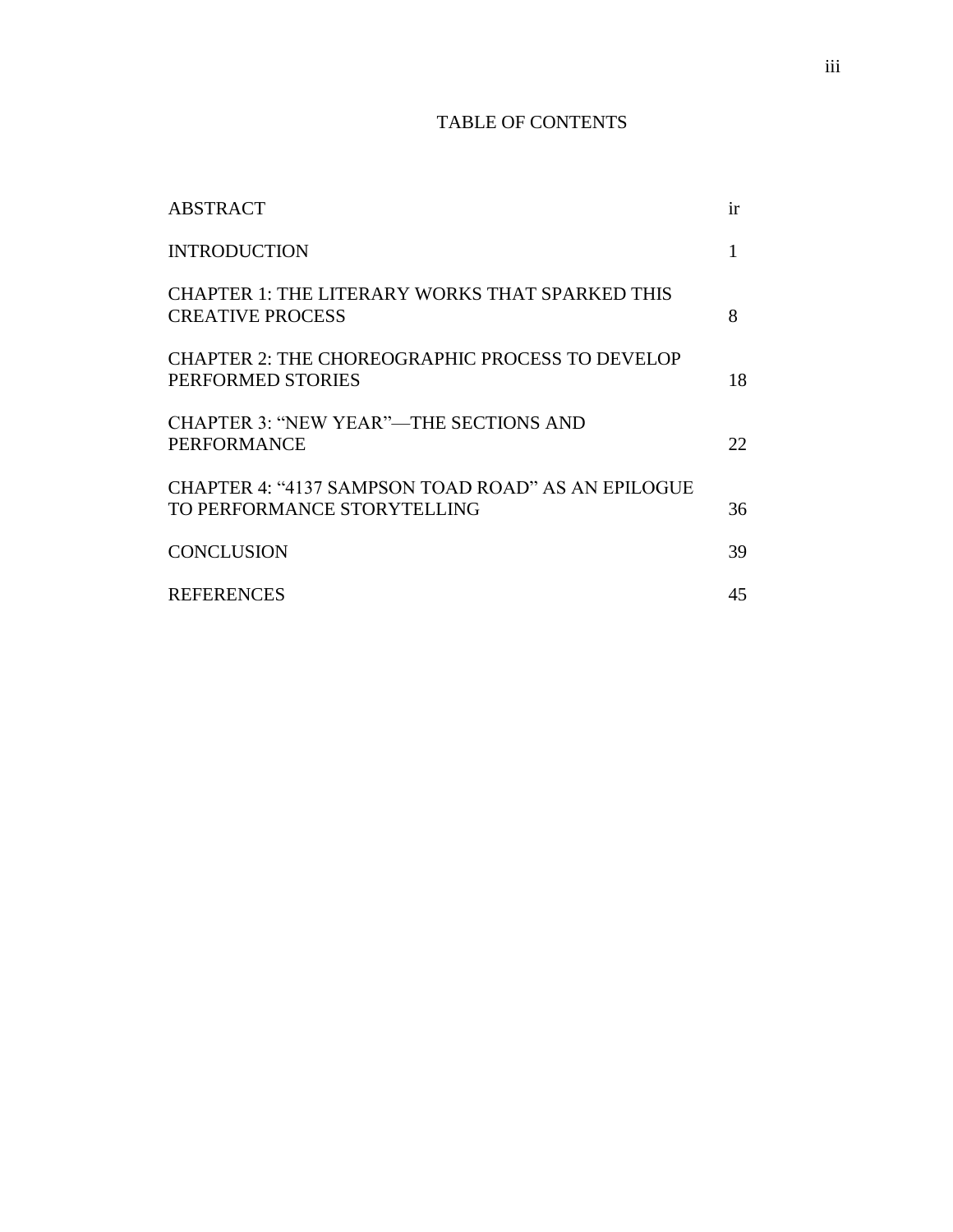# TABLE OF CONTENTS

| | |
|---|---|
| ABSTRACT | ir |
| INTRODUCTION | 1 |
| CHAPTER 1: THE LITERARY WORKS THAT SPARKED THIS CREATIVE PROCESS | 8 |
| CHAPTER 2: THE CHOREOGRAPHIC PROCESS TO DEVELOP PERFORMED STORIES | 18 |
| CHAPTER 3: “NEW YEAR”—THE SECTIONS AND PERFORMANCE | 22 |
| CHAPTER 4: “4137 SAMPSON TOAD ROAD” AS AN EPILOGUE TO PERFORMANCE STORYTELLING | 36 |
| CONCLUSION | 39 |
| REFERENCES | 45 |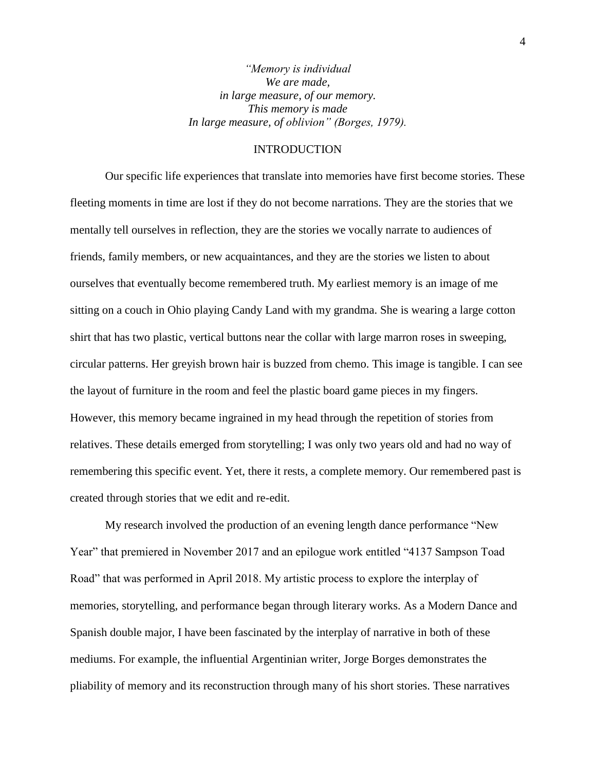*"Memory is individual*  
*We are made,*  
*in large measure, of our memory.*  
*This memory is made*  
*In large measure, of oblivion" (Borges, 1979).*

## INTRODUCTION

Our specific life experiences that translate into memories have first become stories. These fleeting moments in time are lost if they do not become narrations. They are the stories that we mentally tell ourselves in reflection, they are the stories we vocally narrate to audiences of friends, family members, or new acquaintances, and they are the stories we listen to about ourselves that eventually become remembered truth. My earliest memory is an image of me sitting on a couch in Ohio playing Candy Land with my grandma. She is wearing a large cotton shirt that has two plastic, vertical buttons near the collar with large marron roses in sweeping, circular patterns. Her greyish brown hair is buzzed from chemo. This image is tangible. I can see the layout of furniture in the room and feel the plastic board game pieces in my fingers. However, this memory became ingrained in my head through the repetition of stories from relatives. These details emerged from storytelling; I was only two years old and had no way of remembering this specific event. Yet, there it rests, a complete memory. Our remembered past is created through stories that we edit and re-edit.

My research involved the production of an evening length dance performance "New Year" that premiered in November 2017 and an epilogue work entitled "4137 Sampson Toad Road" that was performed in April 2018. My artistic process to explore the interplay of memories, storytelling, and performance began through literary works. As a Modern Dance and Spanish double major, I have been fascinated by the interplay of narrative in both of these mediums. For example, the influential Argentinian writer, Jorge Borges demonstrates the pliability of memory and its reconstruction through many of his short stories. These narratives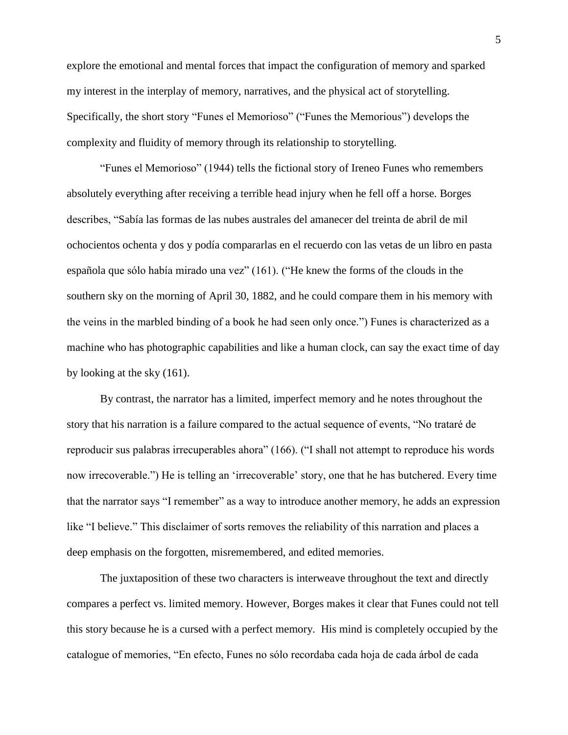explore the emotional and mental forces that impact the configuration of memory and sparked my interest in the interplay of memory, narratives, and the physical act of storytelling. Specifically, the short story "Funes el Memorioso" ("Funes the Memorious") develops the complexity and fluidity of memory through its relationship to storytelling.

"Funes el Memorioso" (1944) tells the fictional story of Ireneo Funes who remembers absolutely everything after receiving a terrible head injury when he fell off a horse. Borges describes, "Sabía las formas de las nubes australes del amanecer del treinta de abril de mil ochocientos ochenta y dos y podía compararlas en el recuerdo con las vetas de un libro en pasta española que sólo había mirado una vez" (161). ("He knew the forms of the clouds in the southern sky on the morning of April 30, 1882, and he could compare them in his memory with the veins in the marbled binding of a book he had seen only once.") Funes is characterized as a machine who has photographic capabilities and like a human clock, can say the exact time of day by looking at the sky (161).

By contrast, the narrator has a limited, imperfect memory and he notes throughout the story that his narration is a failure compared to the actual sequence of events, "No trataré de reproducir sus palabras irrecuperables ahora" (166). ("I shall not attempt to reproduce his words now irrecoverable.") He is telling an 'irrecoverable' story, one that he has butchered. Every time that the narrator says "I remember" as a way to introduce another memory, he adds an expression like "I believe." This disclaimer of sorts removes the reliability of this narration and places a deep emphasis on the forgotten, misremembered, and edited memories.

The juxtaposition of these two characters is interweave throughout the text and directly compares a perfect vs. limited memory. However, Borges makes it clear that Funes could not tell this story because he is a cursed with a perfect memory. His mind is completely occupied by the catalogue of memories, "En efecto, Funes no sólo recordaba cada hoja de cada árbol de cada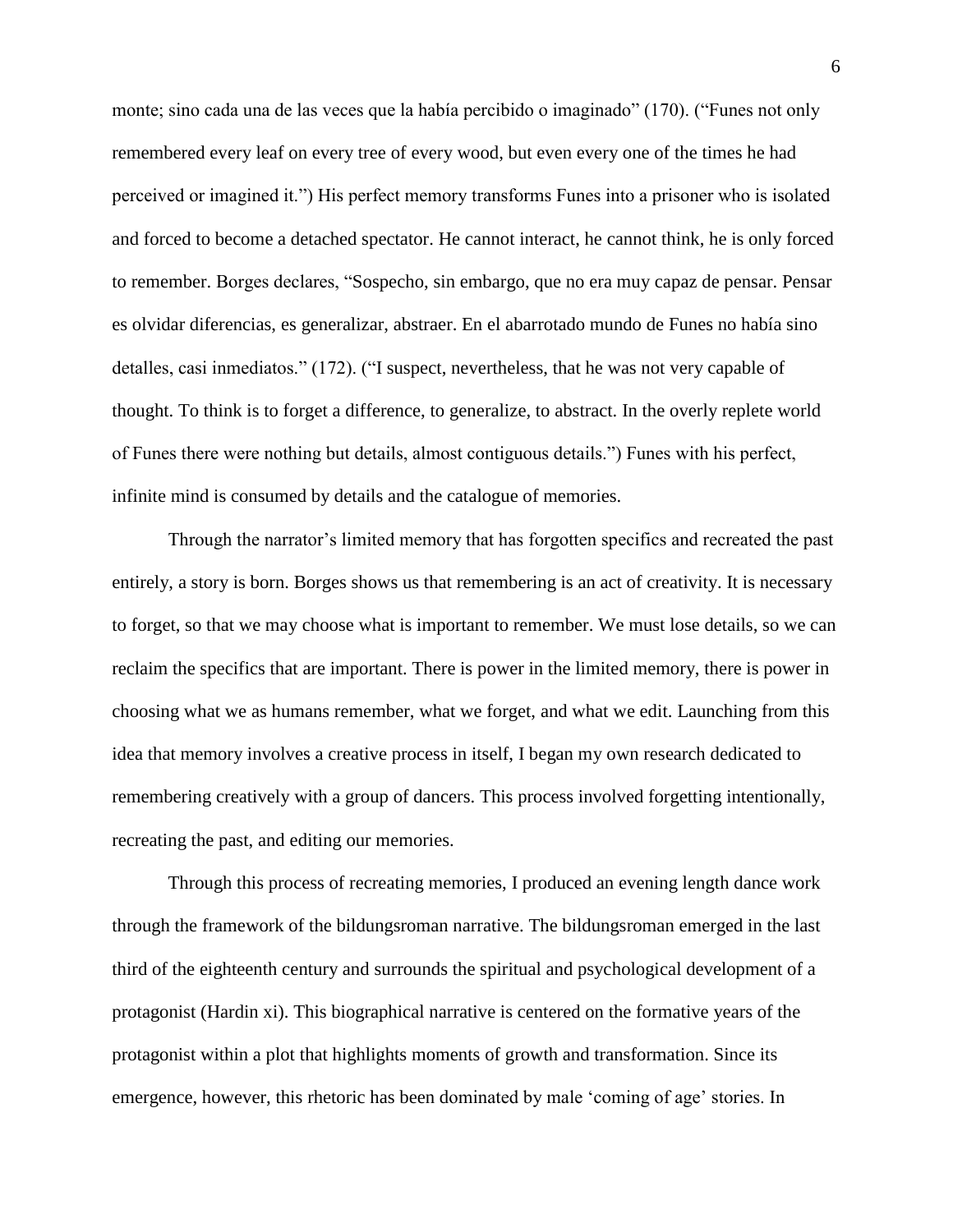monte; sino cada una de las veces que la había percibido o imaginado" (170). ("Funes not only remembered every leaf on every tree of every wood, but even every one of the times he had perceived or imagined it.") His perfect memory transforms Funes into a prisoner who is isolated and forced to become a detached spectator. He cannot interact, he cannot think, he is only forced to remember. Borges declares, "Sospecho, sin embargo, que no era muy capaz de pensar. Pensar es olvidar diferencias, es generalizar, abstraer. En el abarrotado mundo de Funes no había sino detalles, casi inmediatos." (172). ("I suspect, nevertheless, that he was not very capable of thought. To think is to forget a difference, to generalize, to abstract. In the overly replete world of Funes there were nothing but details, almost contiguous details.") Funes with his perfect, infinite mind is consumed by details and the catalogue of memories.

Through the narrator's limited memory that has forgotten specifics and recreated the past entirely, a story is born. Borges shows us that remembering is an act of creativity. It is necessary to forget, so that we may choose what is important to remember. We must lose details, so we can reclaim the specifics that are important. There is power in the limited memory, there is power in choosing what we as humans remember, what we forget, and what we edit. Launching from this idea that memory involves a creative process in itself, I began my own research dedicated to remembering creatively with a group of dancers. This process involved forgetting intentionally, recreating the past, and editing our memories.

Through this process of recreating memories, I produced an evening length dance work through the framework of the bildungsroman narrative. The bildungsroman emerged in the last third of the eighteenth century and surrounds the spiritual and psychological development of a protagonist (Hardin xi). This biographical narrative is centered on the formative years of the protagonist within a plot that highlights moments of growth and transformation. Since its emergence, however, this rhetoric has been dominated by male 'coming of age' stories. In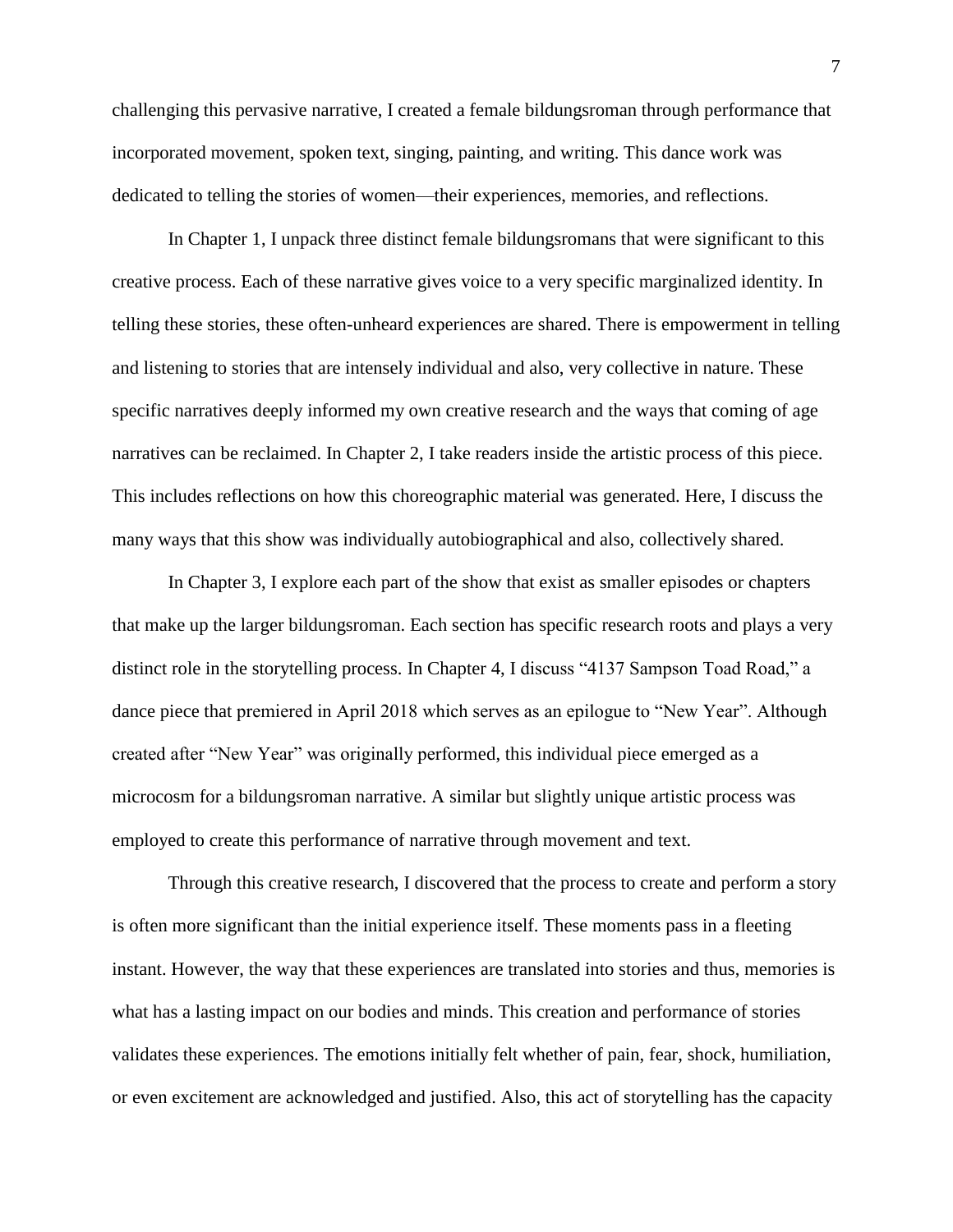challenging this pervasive narrative, I created a female bildungsroman through performance that incorporated movement, spoken text, singing, painting, and writing. This dance work was dedicated to telling the stories of women—their experiences, memories, and reflections.

In Chapter 1, I unpack three distinct female bildungsromans that were significant to this creative process. Each of these narrative gives voice to a very specific marginalized identity. In telling these stories, these often-unheard experiences are shared. There is empowerment in telling and listening to stories that are intensely individual and also, very collective in nature. These specific narratives deeply informed my own creative research and the ways that coming of age narratives can be reclaimed. In Chapter 2, I take readers inside the artistic process of this piece. This includes reflections on how this choreographic material was generated. Here, I discuss the many ways that this show was individually autobiographical and also, collectively shared.

In Chapter 3, I explore each part of the show that exist as smaller episodes or chapters that make up the larger bildungsroman. Each section has specific research roots and plays a very distinct role in the storytelling process. In Chapter 4, I discuss "4137 Sampson Toad Road," a dance piece that premiered in April 2018 which serves as an epilogue to "New Year". Although created after "New Year" was originally performed, this individual piece emerged as a microcosm for a bildungsroman narrative. A similar but slightly unique artistic process was employed to create this performance of narrative through movement and text.

Through this creative research, I discovered that the process to create and perform a story is often more significant than the initial experience itself. These moments pass in a fleeting instant. However, the way that these experiences are translated into stories and thus, memories is what has a lasting impact on our bodies and minds. This creation and performance of stories validates these experiences. The emotions initially felt whether of pain, fear, shock, humiliation, or even excitement are acknowledged and justified. Also, this act of storytelling has the capacity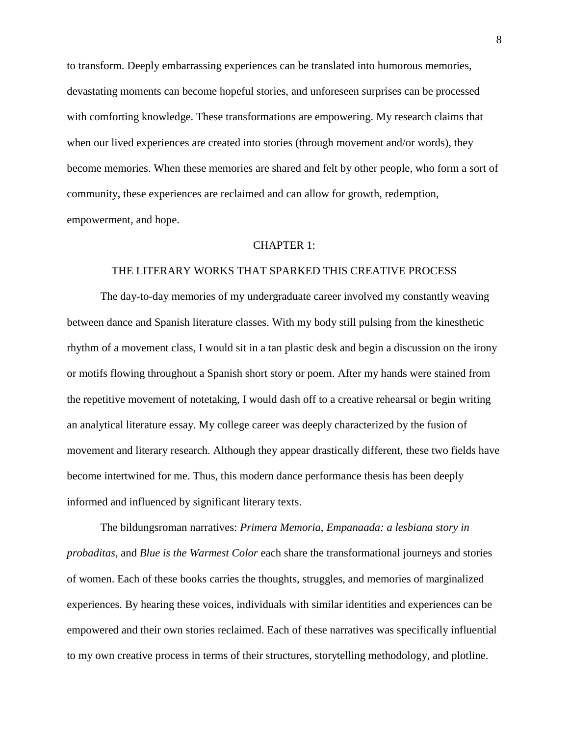to transform. Deeply embarrassing experiences can be translated into humorous memories, devastating moments can become hopeful stories, and unforeseen surprises can be processed with comforting knowledge. These transformations are empowering. My research claims that when our lived experiences are created into stories (through movement and/or words), they become memories. When these memories are shared and felt by other people, who form a sort of community, these experiences are reclaimed and can allow for growth, redemption, empowerment, and hope.

# CHAPTER 1:

## THE LITERARY WORKS THAT SPARKED THIS CREATIVE PROCESS

The day-to-day memories of my undergraduate career involved my constantly weaving between dance and Spanish literature classes. With my body still pulsing from the kinesthetic rhythm of a movement class, I would sit in a tan plastic desk and begin a discussion on the irony or motifs flowing throughout a Spanish short story or poem. After my hands were stained from the repetitive movement of notetaking, I would dash off to a creative rehearsal or begin writing an analytical literature essay. My college career was deeply characterized by the fusion of movement and literary research. Although they appear drastically different, these two fields have become intertwined for me. Thus, this modern dance performance thesis has been deeply informed and influenced by significant literary texts.

The bildungsroman narratives: *Primera Memoria*, *Empanaada: a lesbiana story in probaditas*, and *Blue is the Warmest Color* each share the transformational journeys and stories of women. Each of these books carries the thoughts, struggles, and memories of marginalized experiences. By hearing these voices, individuals with similar identities and experiences can be empowered and their own stories reclaimed. Each of these narratives was specifically influential to my own creative process in terms of their structures, storytelling methodology, and plotline.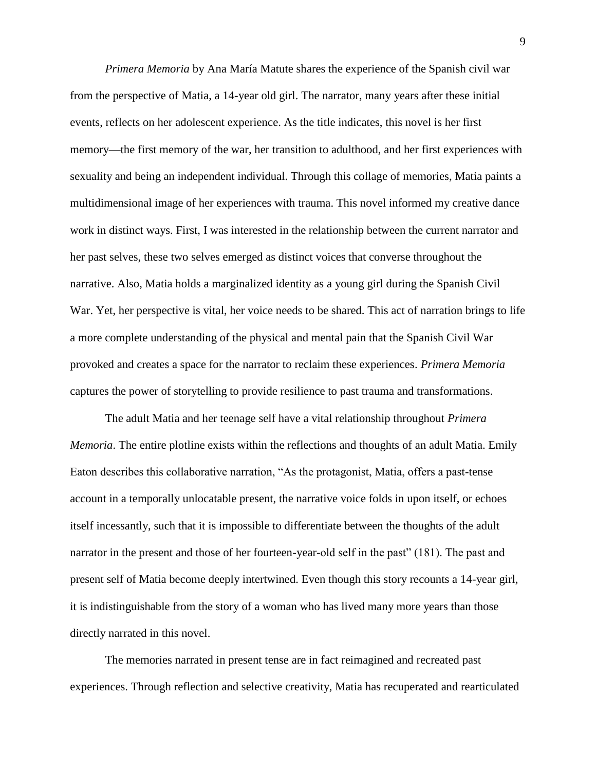*Primera Memoria* by Ana María Matute shares the experience of the Spanish civil war from the perspective of Matia, a 14-year old girl. The narrator, many years after these initial events, reflects on her adolescent experience. As the title indicates, this novel is her first memory—the first memory of the war, her transition to adulthood, and her first experiences with sexuality and being an independent individual. Through this collage of memories, Matia paints a multidimensional image of her experiences with trauma. This novel informed my creative dance work in distinct ways. First, I was interested in the relationship between the current narrator and her past selves, these two selves emerged as distinct voices that converse throughout the narrative. Also, Matia holds a marginalized identity as a young girl during the Spanish Civil War. Yet, her perspective is vital, her voice needs to be shared. This act of narration brings to life a more complete understanding of the physical and mental pain that the Spanish Civil War provoked and creates a space for the narrator to reclaim these experiences. *Primera Memoria* captures the power of storytelling to provide resilience to past trauma and transformations.

The adult Matia and her teenage self have a vital relationship throughout *Primera Memoria*. The entire plotline exists within the reflections and thoughts of an adult Matia. Emily Eaton describes this collaborative narration, "As the protagonist, Matia, offers a past-tense account in a temporally unlocatable present, the narrative voice folds in upon itself, or echoes itself incessantly, such that it is impossible to differentiate between the thoughts of the adult narrator in the present and those of her fourteen-year-old self in the past" (181). The past and present self of Matia become deeply intertwined. Even though this story recounts a 14-year girl, it is indistinguishable from the story of a woman who has lived many more years than those directly narrated in this novel.

The memories narrated in present tense are in fact reimagined and recreated past experiences. Through reflection and selective creativity, Matia has recuperated and rearticulated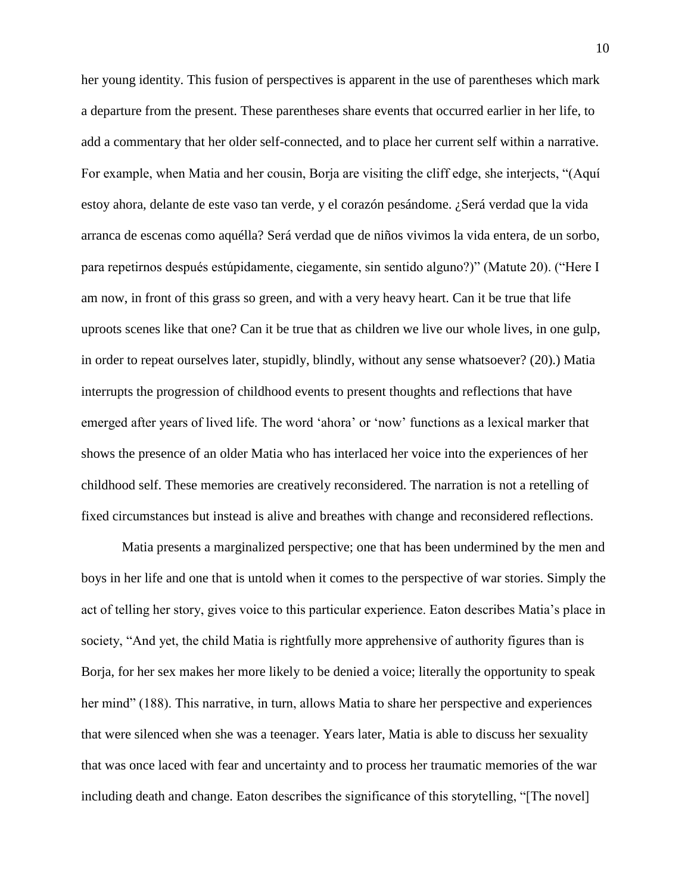her young identity. This fusion of perspectives is apparent in the use of parentheses which mark a departure from the present. These parentheses share events that occurred earlier in her life, to add a commentary that her older self-connected, and to place her current self within a narrative. For example, when Matia and her cousin, Borja are visiting the cliff edge, she interjects, "(Aquí estoy ahora, delante de este vaso tan verde, y el corazón pesándome. ¿Será verdad que la vida arranca de escenas como aquélla? Será verdad que de niños vivimos la vida entera, de un sorbo, para repetirnos después estúpidamente, ciegamente, sin sentido alguno?)" (Matute 20). ("Here I am now, in front of this grass so green, and with a very heavy heart. Can it be true that life uproots scenes like that one? Can it be true that as children we live our whole lives, in one gulp, in order to repeat ourselves later, stupidly, blindly, without any sense whatsoever? (20).) Matia interrupts the progression of childhood events to present thoughts and reflections that have emerged after years of lived life. The word 'ahora' or 'now' functions as a lexical marker that shows the presence of an older Matia who has interlaced her voice into the experiences of her childhood self. These memories are creatively reconsidered. The narration is not a retelling of fixed circumstances but instead is alive and breathes with change and reconsidered reflections.

Matia presents a marginalized perspective; one that has been undermined by the men and boys in her life and one that is untold when it comes to the perspective of war stories. Simply the act of telling her story, gives voice to this particular experience. Eaton describes Matia's place in society, "And yet, the child Matia is rightfully more apprehensive of authority figures than is Borja, for her sex makes her more likely to be denied a voice; literally the opportunity to speak her mind" (188). This narrative, in turn, allows Matia to share her perspective and experiences that were silenced when she was a teenager. Years later, Matia is able to discuss her sexuality that was once laced with fear and uncertainty and to process her traumatic memories of the war including death and change. Eaton describes the significance of this storytelling, "[The novel]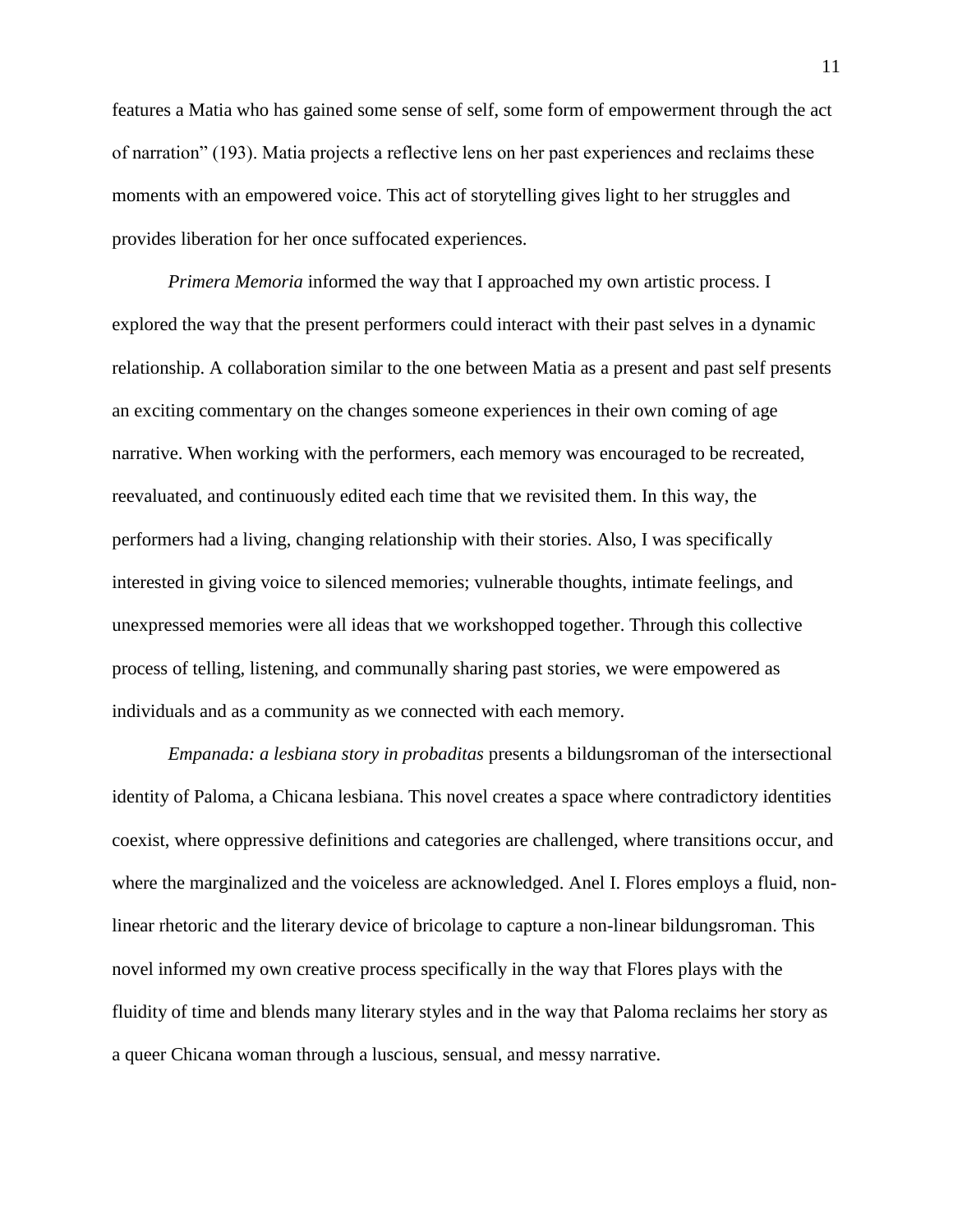features a Matia who has gained some sense of self, some form of empowerment through the act of narration" (193). Matia projects a reflective lens on her past experiences and reclaims these moments with an empowered voice. This act of storytelling gives light to her struggles and provides liberation for her once suffocated experiences.

*Primera Memoria* informed the way that I approached my own artistic process. I explored the way that the present performers could interact with their past selves in a dynamic relationship. A collaboration similar to the one between Matia as a present and past self presents an exciting commentary on the changes someone experiences in their own coming of age narrative. When working with the performers, each memory was encouraged to be recreated, reevaluated, and continuously edited each time that we revisited them. In this way, the performers had a living, changing relationship with their stories. Also, I was specifically interested in giving voice to silenced memories; vulnerable thoughts, intimate feelings, and unexpressed memories were all ideas that we workshopped together. Through this collective process of telling, listening, and communally sharing past stories, we were empowered as individuals and as a community as we connected with each memory.

*Empanada: a lesbiana story in probaditas* presents a bildungsroman of the intersectional identity of Paloma, a Chicana lesbiana. This novel creates a space where contradictory identities coexist, where oppressive definitions and categories are challenged, where transitions occur, and where the marginalized and the voiceless are acknowledged. Anel I. Flores employs a fluid, non-linear rhetoric and the literary device of bricolage to capture a non-linear bildungsroman. This novel informed my own creative process specifically in the way that Flores plays with the fluidity of time and blends many literary styles and in the way that Paloma reclaims her story as a queer Chicana woman through a luscious, sensual, and messy narrative.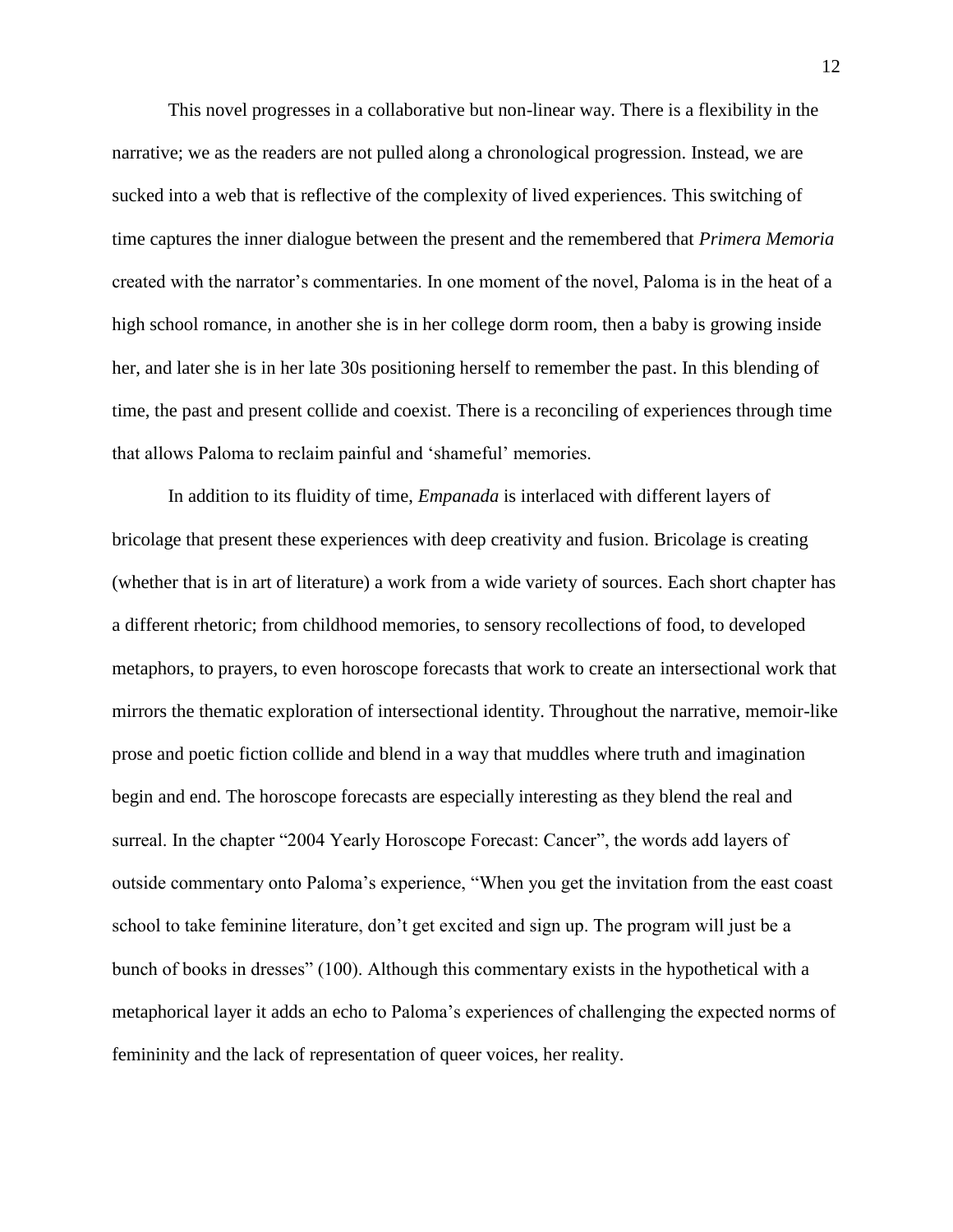This novel progresses in a collaborative but non-linear way. There is a flexibility in the narrative; we as the readers are not pulled along a chronological progression. Instead, we are sucked into a web that is reflective of the complexity of lived experiences. This switching of time captures the inner dialogue between the present and the remembered that *Primera Memoria* created with the narrator's commentaries. In one moment of the novel, Paloma is in the heat of a high school romance, in another she is in her college dorm room, then a baby is growing inside her, and later she is in her late 30s positioning herself to remember the past. In this blending of time, the past and present collide and coexist. There is a reconciling of experiences through time that allows Paloma to reclaim painful and 'shameful' memories.

In addition to its fluidity of time, *Empanada* is interlaced with different layers of bricolage that present these experiences with deep creativity and fusion. Bricolage is creating (whether that is in art of literature) a work from a wide variety of sources. Each short chapter has a different rhetoric; from childhood memories, to sensory recollections of food, to developed metaphors, to prayers, to even horoscope forecasts that work to create an intersectional work that mirrors the thematic exploration of intersectional identity. Throughout the narrative, memoir-like prose and poetic fiction collide and blend in a way that muddles where truth and imagination begin and end. The horoscope forecasts are especially interesting as they blend the real and surreal. In the chapter "2004 Yearly Horoscope Forecast: Cancer", the words add layers of outside commentary onto Paloma's experience, "When you get the invitation from the east coast school to take feminine literature, don't get excited and sign up. The program will just be a bunch of books in dresses" (100). Although this commentary exists in the hypothetical with a metaphorical layer it adds an echo to Paloma's experiences of challenging the expected norms of femininity and the lack of representation of queer voices, her reality.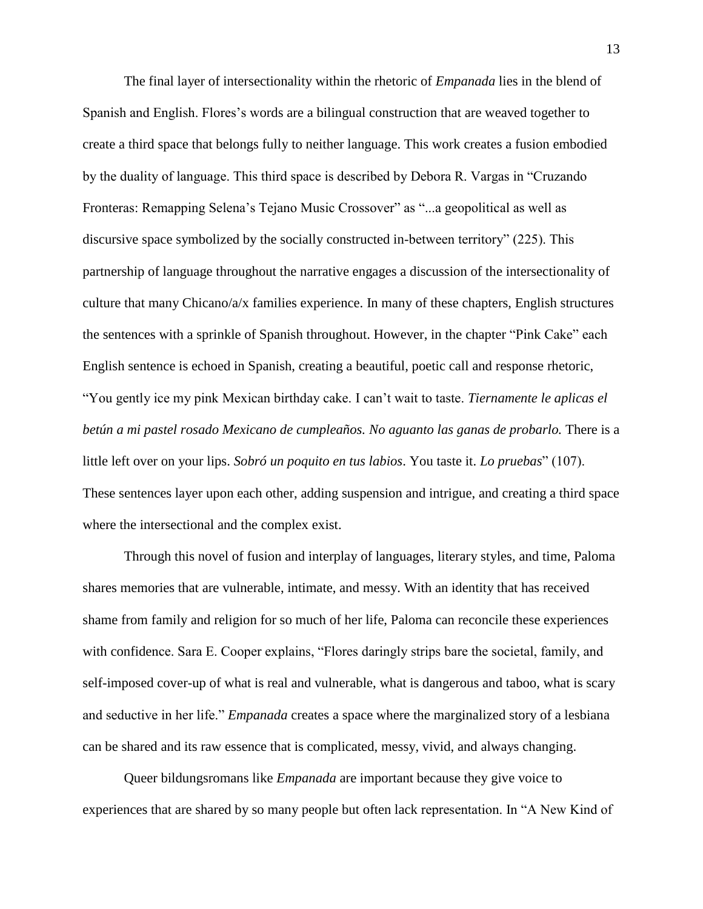The final layer of intersectionality within the rhetoric of *Empanada* lies in the blend of Spanish and English. Flores's words are a bilingual construction that are weaved together to create a third space that belongs fully to neither language. This work creates a fusion embodied by the duality of language. This third space is described by Debora R. Vargas in "Cruzando Fronteras: Remapping Selena's Tejano Music Crossover" as "...a geopolitical as well as discursive space symbolized by the socially constructed in-between territory" (225). This partnership of language throughout the narrative engages a discussion of the intersectionality of culture that many Chicano/a/x families experience. In many of these chapters, English structures the sentences with a sprinkle of Spanish throughout. However, in the chapter "Pink Cake" each English sentence is echoed in Spanish, creating a beautiful, poetic call and response rhetoric, "You gently ice my pink Mexican birthday cake. I can't wait to taste. *Tiernamente le aplicas el betún a mi pastel rosado Mexicano de cumpleaños. No aguanto las ganas de probarlo.* There is a little left over on your lips. *Sobró un poquito en tus labios*. You taste it. *Lo pruebas*" (107). These sentences layer upon each other, adding suspension and intrigue, and creating a third space where the intersectional and the complex exist.

Through this novel of fusion and interplay of languages, literary styles, and time, Paloma shares memories that are vulnerable, intimate, and messy. With an identity that has received shame from family and religion for so much of her life, Paloma can reconcile these experiences with confidence. Sara E. Cooper explains, "Flores daringly strips bare the societal, family, and self-imposed cover-up of what is real and vulnerable, what is dangerous and taboo, what is scary and seductive in her life." *Empanada* creates a space where the marginalized story of a lesbiana can be shared and its raw essence that is complicated, messy, vivid, and always changing.

Queer bildungsromans like *Empanada* are important because they give voice to experiences that are shared by so many people but often lack representation. In "A New Kind of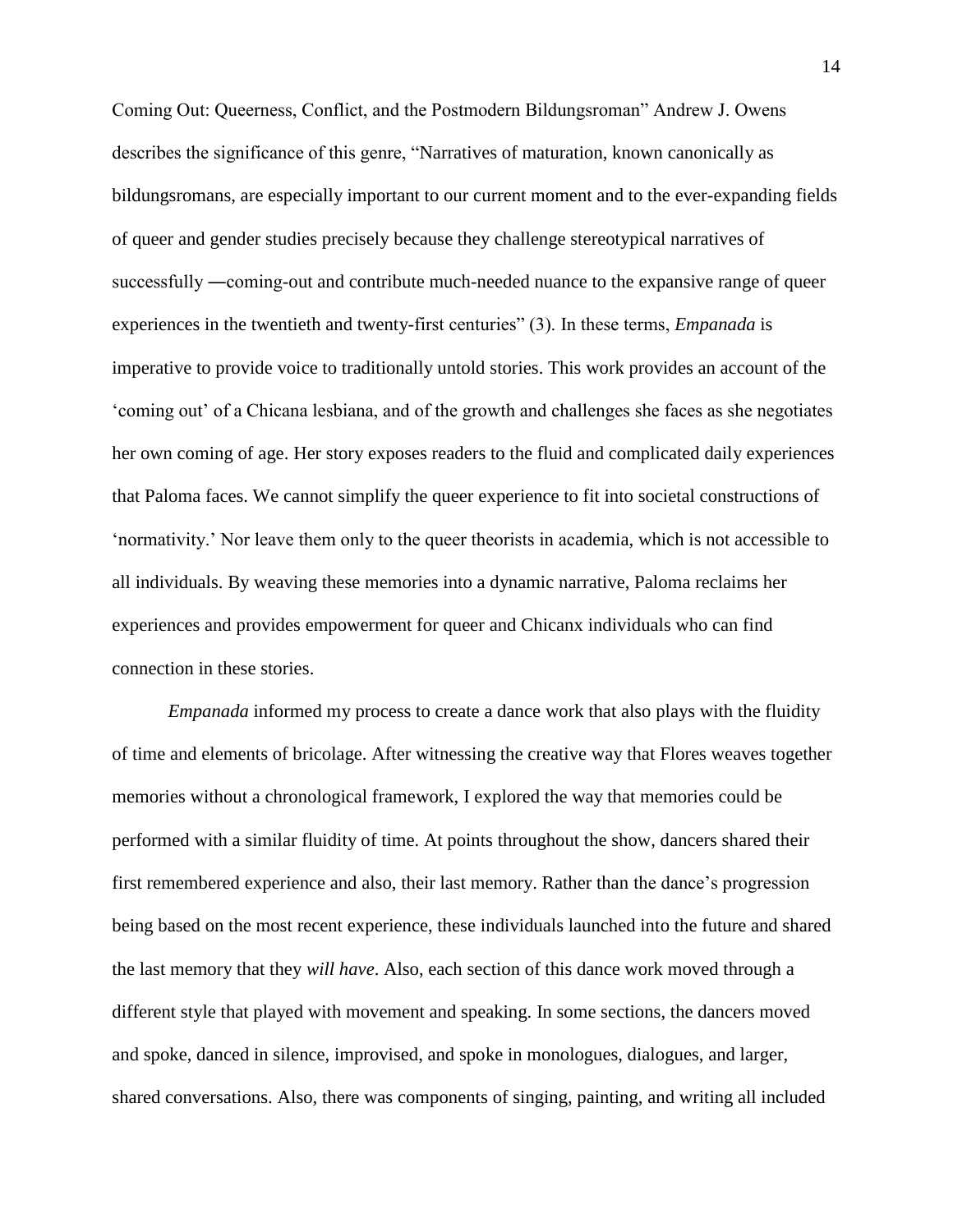Coming Out: Queerness, Conflict, and the Postmodern Bildungsroman" Andrew J. Owens describes the significance of this genre, "Narratives of maturation, known canonically as bildungsromans, are especially important to our current moment and to the ever-expanding fields of queer and gender studies precisely because they challenge stereotypical narratives of successfully ―coming-out and contribute much-needed nuance to the expansive range of queer experiences in the twentieth and twenty-first centuries" (3). In these terms, *Empanada* is imperative to provide voice to traditionally untold stories. This work provides an account of the 'coming out' of a Chicana lesbiana, and of the growth and challenges she faces as she negotiates her own coming of age. Her story exposes readers to the fluid and complicated daily experiences that Paloma faces. We cannot simplify the queer experience to fit into societal constructions of 'normativity.' Nor leave them only to the queer theorists in academia, which is not accessible to all individuals. By weaving these memories into a dynamic narrative, Paloma reclaims her experiences and provides empowerment for queer and Chicanx individuals who can find connection in these stories.

*Empanada* informed my process to create a dance work that also plays with the fluidity of time and elements of bricolage. After witnessing the creative way that Flores weaves together memories without a chronological framework, I explored the way that memories could be performed with a similar fluidity of time. At points throughout the show, dancers shared their first remembered experience and also, their last memory. Rather than the dance's progression being based on the most recent experience, these individuals launched into the future and shared the last memory that they *will have*. Also, each section of this dance work moved through a different style that played with movement and speaking. In some sections, the dancers moved and spoke, danced in silence, improvised, and spoke in monologues, dialogues, and larger, shared conversations. Also, there was components of singing, painting, and writing all included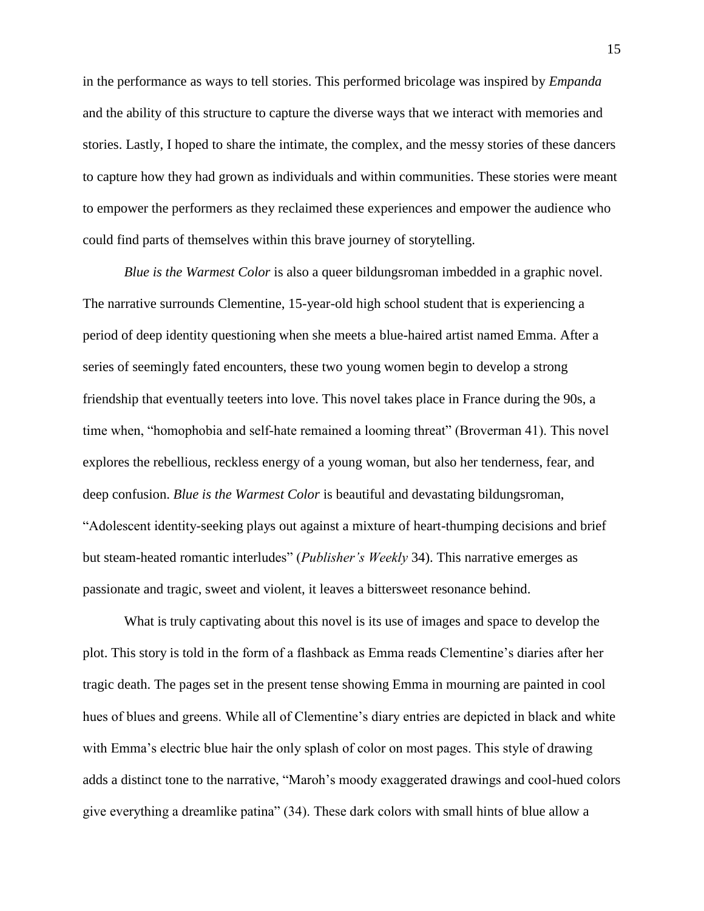in the performance as ways to tell stories. This performed bricolage was inspired by *Empanda* and the ability of this structure to capture the diverse ways that we interact with memories and stories. Lastly, I hoped to share the intimate, the complex, and the messy stories of these dancers to capture how they had grown as individuals and within communities. These stories were meant to empower the performers as they reclaimed these experiences and empower the audience who could find parts of themselves within this brave journey of storytelling.

*Blue is the Warmest Color* is also a queer bildungsroman imbedded in a graphic novel. The narrative surrounds Clementine, 15-year-old high school student that is experiencing a period of deep identity questioning when she meets a blue-haired artist named Emma. After a series of seemingly fated encounters, these two young women begin to develop a strong friendship that eventually teeters into love. This novel takes place in France during the 90s, a time when, "homophobia and self-hate remained a looming threat" (Broverman 41). This novel explores the rebellious, reckless energy of a young woman, but also her tenderness, fear, and deep confusion. *Blue is the Warmest Color* is beautiful and devastating bildungsroman, "Adolescent identity-seeking plays out against a mixture of heart-thumping decisions and brief but steam-heated romantic interludes" (*Publisher's Weekly* 34). This narrative emerges as passionate and tragic, sweet and violent, it leaves a bittersweet resonance behind.

What is truly captivating about this novel is its use of images and space to develop the plot. This story is told in the form of a flashback as Emma reads Clementine's diaries after her tragic death. The pages set in the present tense showing Emma in mourning are painted in cool hues of blues and greens. While all of Clementine's diary entries are depicted in black and white with Emma's electric blue hair the only splash of color on most pages. This style of drawing adds a distinct tone to the narrative, "Maroh's moody exaggerated drawings and cool-hued colors give everything a dreamlike patina" (34). These dark colors with small hints of blue allow a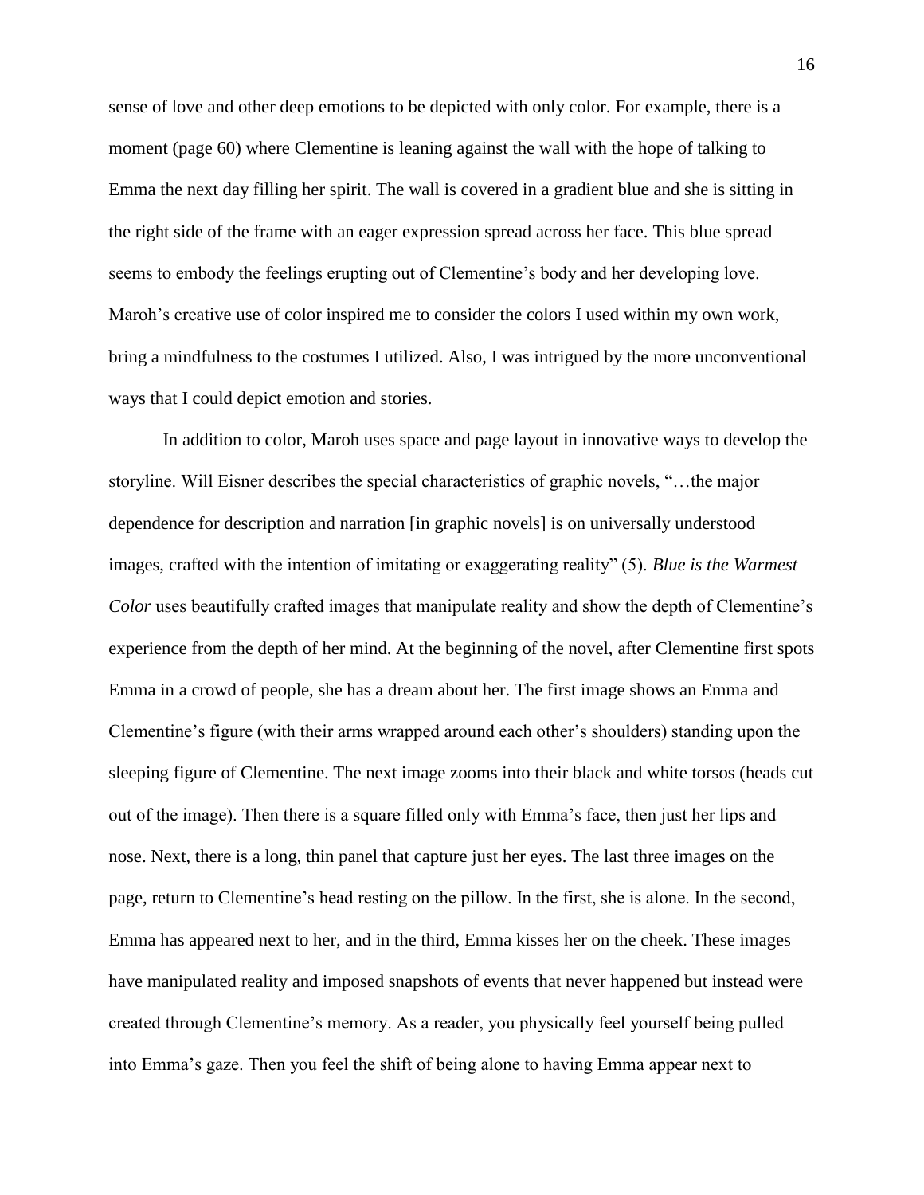sense of love and other deep emotions to be depicted with only color. For example, there is a moment (page 60) where Clementine is leaning against the wall with the hope of talking to Emma the next day filling her spirit. The wall is covered in a gradient blue and she is sitting in the right side of the frame with an eager expression spread across her face. This blue spread seems to embody the feelings erupting out of Clementine's body and her developing love. Maroh's creative use of color inspired me to consider the colors I used within my own work, bring a mindfulness to the costumes I utilized. Also, I was intrigued by the more unconventional ways that I could depict emotion and stories.

In addition to color, Maroh uses space and page layout in innovative ways to develop the storyline. Will Eisner describes the special characteristics of graphic novels, "…the major dependence for description and narration [in graphic novels] is on universally understood images, crafted with the intention of imitating or exaggerating reality" (5). *Blue is the Warmest Color* uses beautifully crafted images that manipulate reality and show the depth of Clementine's experience from the depth of her mind. At the beginning of the novel, after Clementine first spots Emma in a crowd of people, she has a dream about her. The first image shows an Emma and Clementine's figure (with their arms wrapped around each other's shoulders) standing upon the sleeping figure of Clementine. The next image zooms into their black and white torsos (heads cut out of the image). Then there is a square filled only with Emma's face, then just her lips and nose. Next, there is a long, thin panel that capture just her eyes. The last three images on the page, return to Clementine's head resting on the pillow. In the first, she is alone. In the second, Emma has appeared next to her, and in the third, Emma kisses her on the cheek. These images have manipulated reality and imposed snapshots of events that never happened but instead were created through Clementine's memory. As a reader, you physically feel yourself being pulled into Emma's gaze. Then you feel the shift of being alone to having Emma appear next to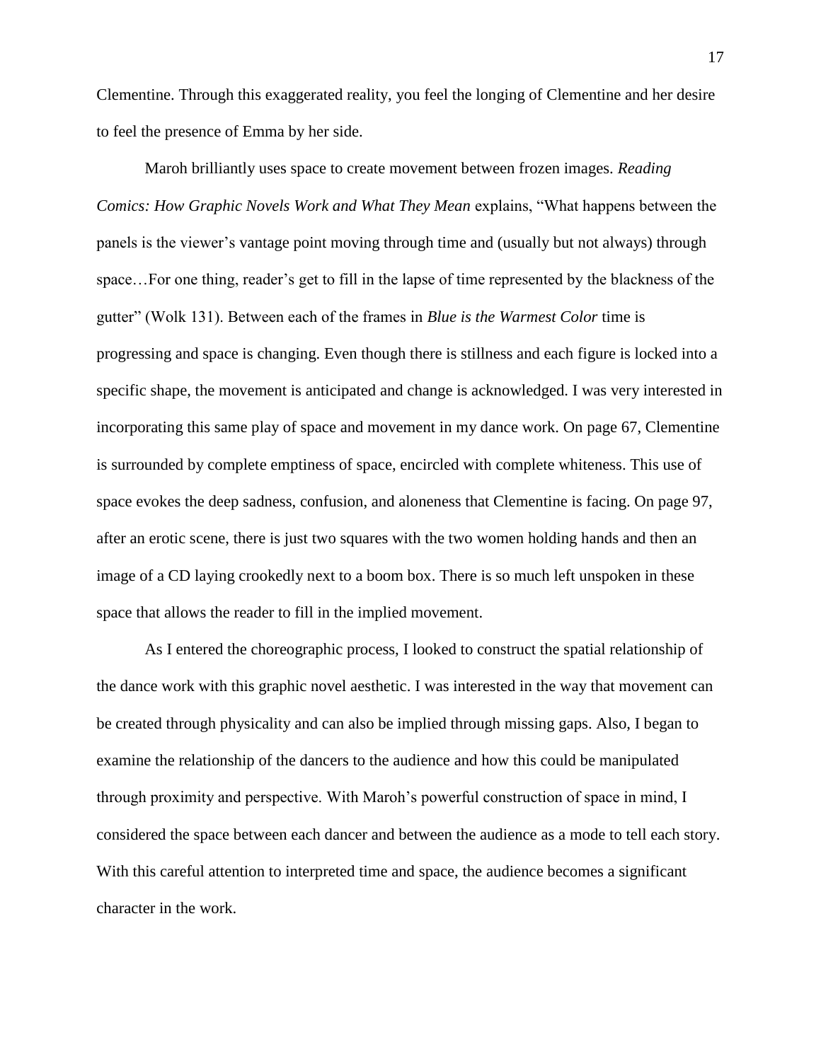Clementine. Through this exaggerated reality, you feel the longing of Clementine and her desire to feel the presence of Emma by her side.

Maroh brilliantly uses space to create movement between frozen images. *Reading Comics: How Graphic Novels Work and What They Mean* explains, "What happens between the panels is the viewer's vantage point moving through time and (usually but not always) through space…For one thing, reader's get to fill in the lapse of time represented by the blackness of the gutter" (Wolk 131). Between each of the frames in *Blue is the Warmest Color* time is progressing and space is changing. Even though there is stillness and each figure is locked into a specific shape, the movement is anticipated and change is acknowledged. I was very interested in incorporating this same play of space and movement in my dance work. On page 67, Clementine is surrounded by complete emptiness of space, encircled with complete whiteness. This use of space evokes the deep sadness, confusion, and aloneness that Clementine is facing. On page 97, after an erotic scene, there is just two squares with the two women holding hands and then an image of a CD laying crookedly next to a boom box. There is so much left unspoken in these space that allows the reader to fill in the implied movement.

As I entered the choreographic process, I looked to construct the spatial relationship of the dance work with this graphic novel aesthetic. I was interested in the way that movement can be created through physicality and can also be implied through missing gaps. Also, I began to examine the relationship of the dancers to the audience and how this could be manipulated through proximity and perspective. With Maroh's powerful construction of space in mind, I considered the space between each dancer and between the audience as a mode to tell each story. With this careful attention to interpreted time and space, the audience becomes a significant character in the work.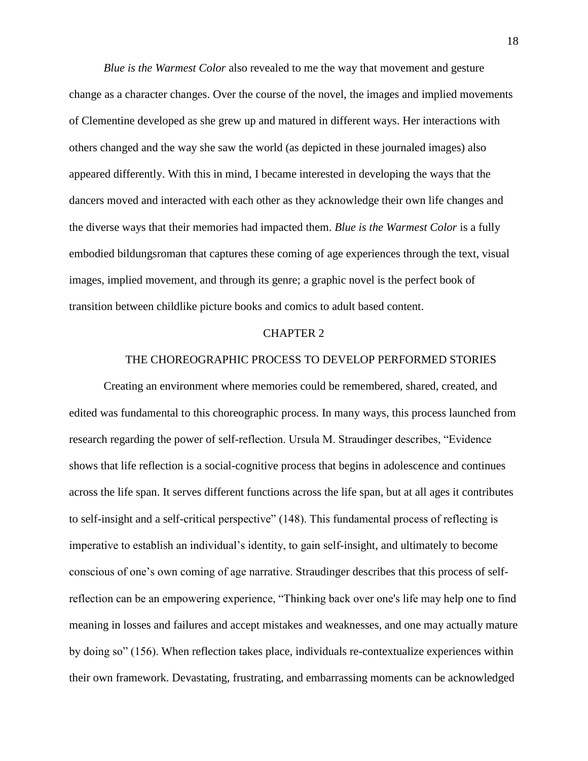*Blue is the Warmest Color* also revealed to me the way that movement and gesture change as a character changes. Over the course of the novel, the images and implied movements of Clementine developed as she grew up and matured in different ways. Her interactions with others changed and the way she saw the world (as depicted in these journaled images) also appeared differently. With this in mind, I became interested in developing the ways that the dancers moved and interacted with each other as they acknowledge their own life changes and the diverse ways that their memories had impacted them. *Blue is the Warmest Color* is a fully embodied bildungsroman that captures these coming of age experiences through the text, visual images, implied movement, and through its genre; a graphic novel is the perfect book of transition between childlike picture books and comics to adult based content.

# CHAPTER 2

## THE CHOREOGRAPHIC PROCESS TO DEVELOP PERFORMED STORIES

Creating an environment where memories could be remembered, shared, created, and edited was fundamental to this choreographic process. In many ways, this process launched from research regarding the power of self-reflection. Ursula M. Straudinger describes, "Evidence shows that life reflection is a social-cognitive process that begins in adolescence and continues across the life span. It serves different functions across the life span, but at all ages it contributes to self-insight and a self-critical perspective" (148). This fundamental process of reflecting is imperative to establish an individual's identity, to gain self-insight, and ultimately to become conscious of one's own coming of age narrative. Straudinger describes that this process of self-reflection can be an empowering experience, "Thinking back over one's life may help one to find meaning in losses and failures and accept mistakes and weaknesses, and one may actually mature by doing so" (156). When reflection takes place, individuals re-contextualize experiences within their own framework. Devastating, frustrating, and embarrassing moments can be acknowledged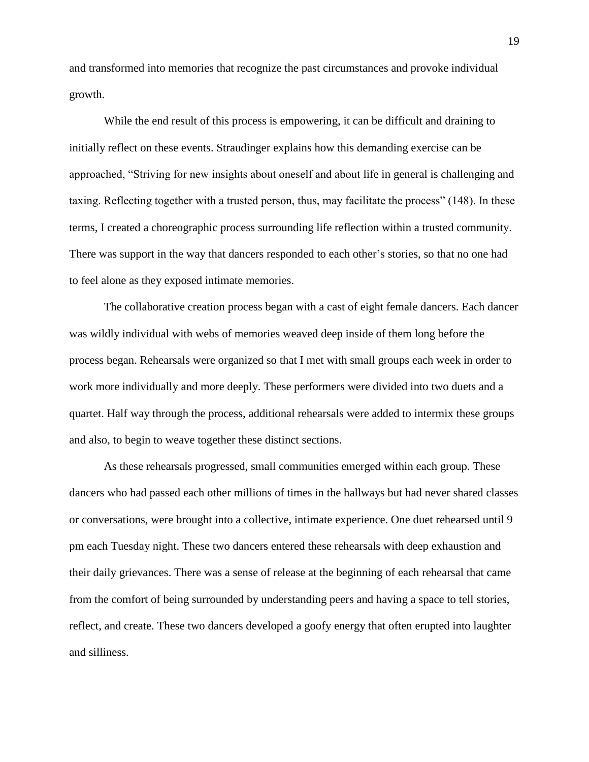and transformed into memories that recognize the past circumstances and provoke individual growth.

While the end result of this process is empowering, it can be difficult and draining to initially reflect on these events. Straudinger explains how this demanding exercise can be approached, "Striving for new insights about oneself and about life in general is challenging and taxing. Reflecting together with a trusted person, thus, may facilitate the process" (148). In these terms, I created a choreographic process surrounding life reflection within a trusted community. There was support in the way that dancers responded to each other's stories, so that no one had to feel alone as they exposed intimate memories.

The collaborative creation process began with a cast of eight female dancers. Each dancer was wildly individual with webs of memories weaved deep inside of them long before the process began. Rehearsals were organized so that I met with small groups each week in order to work more individually and more deeply. These performers were divided into two duets and a quartet. Half way through the process, additional rehearsals were added to intermix these groups and also, to begin to weave together these distinct sections.

As these rehearsals progressed, small communities emerged within each group. These dancers who had passed each other millions of times in the hallways but had never shared classes or conversations, were brought into a collective, intimate experience. One duet rehearsed until 9 pm each Tuesday night. These two dancers entered these rehearsals with deep exhaustion and their daily grievances. There was a sense of release at the beginning of each rehearsal that came from the comfort of being surrounded by understanding peers and having a space to tell stories, reflect, and create. These two dancers developed a goofy energy that often erupted into laughter and silliness.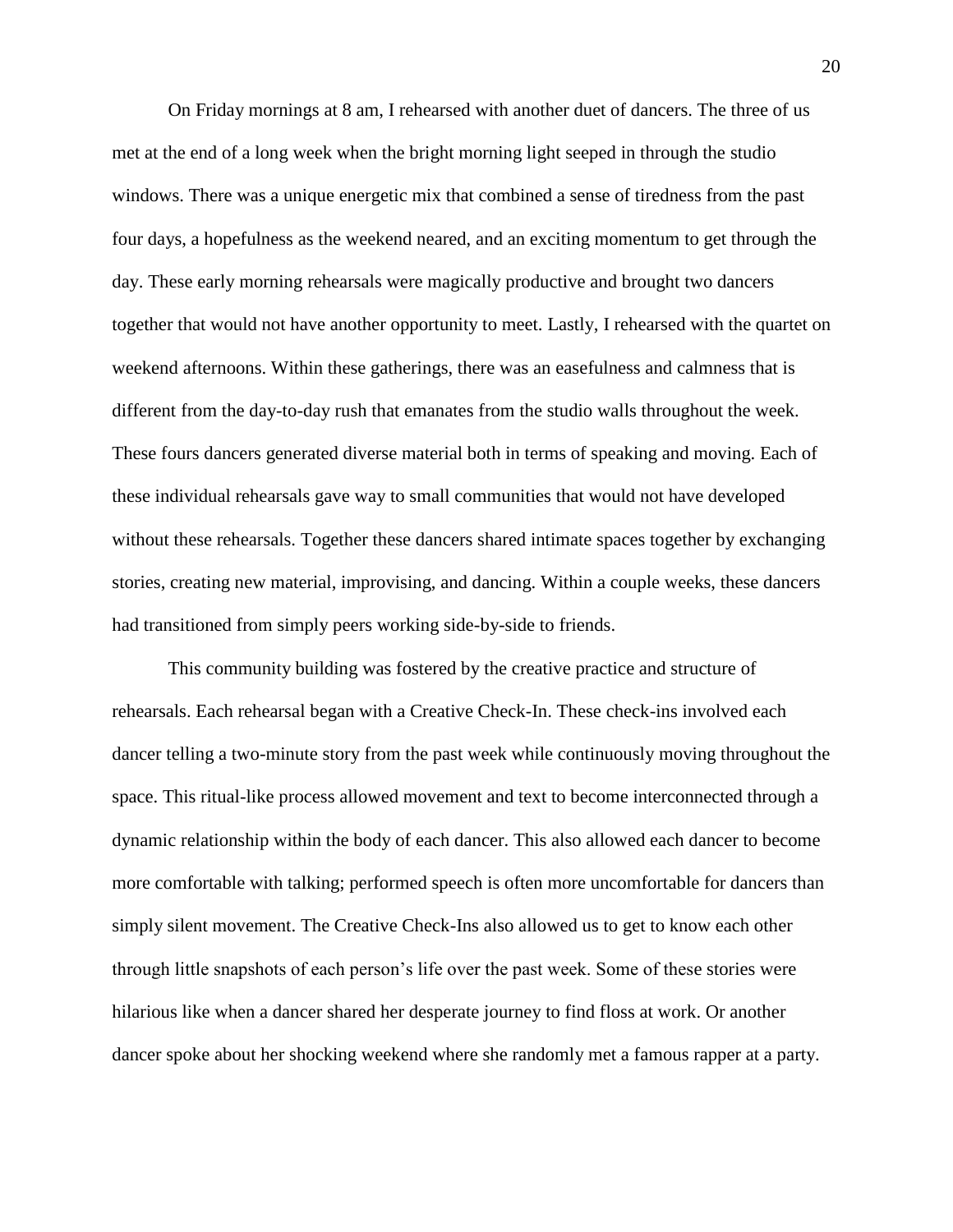On Friday mornings at 8 am, I rehearsed with another duet of dancers. The three of us met at the end of a long week when the bright morning light seeped in through the studio windows. There was a unique energetic mix that combined a sense of tiredness from the past four days, a hopefulness as the weekend neared, and an exciting momentum to get through the day. These early morning rehearsals were magically productive and brought two dancers together that would not have another opportunity to meet. Lastly, I rehearsed with the quartet on weekend afternoons. Within these gatherings, there was an easefulness and calmness that is different from the day-to-day rush that emanates from the studio walls throughout the week. These fours dancers generated diverse material both in terms of speaking and moving. Each of these individual rehearsals gave way to small communities that would not have developed without these rehearsals. Together these dancers shared intimate spaces together by exchanging stories, creating new material, improvising, and dancing. Within a couple weeks, these dancers had transitioned from simply peers working side-by-side to friends.

This community building was fostered by the creative practice and structure of rehearsals. Each rehearsal began with a Creative Check-In. These check-ins involved each dancer telling a two-minute story from the past week while continuously moving throughout the space. This ritual-like process allowed movement and text to become interconnected through a dynamic relationship within the body of each dancer. This also allowed each dancer to become more comfortable with talking; performed speech is often more uncomfortable for dancers than simply silent movement. The Creative Check-Ins also allowed us to get to know each other through little snapshots of each person's life over the past week. Some of these stories were hilarious like when a dancer shared her desperate journey to find floss at work. Or another dancer spoke about her shocking weekend where she randomly met a famous rapper at a party.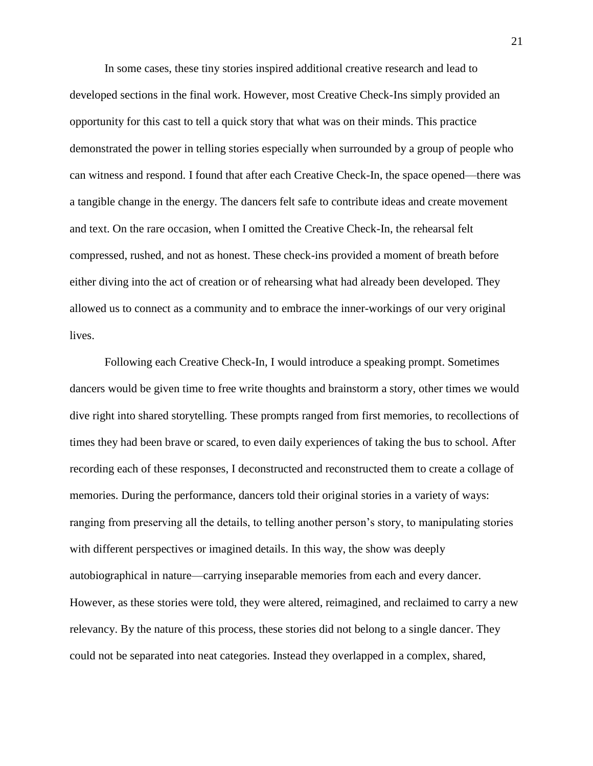In some cases, these tiny stories inspired additional creative research and lead to developed sections in the final work. However, most Creative Check-Ins simply provided an opportunity for this cast to tell a quick story that what was on their minds. This practice demonstrated the power in telling stories especially when surrounded by a group of people who can witness and respond. I found that after each Creative Check-In, the space opened—there was a tangible change in the energy. The dancers felt safe to contribute ideas and create movement and text. On the rare occasion, when I omitted the Creative Check-In, the rehearsal felt compressed, rushed, and not as honest. These check-ins provided a moment of breath before either diving into the act of creation or of rehearsing what had already been developed. They allowed us to connect as a community and to embrace the inner-workings of our very original lives.

Following each Creative Check-In, I would introduce a speaking prompt. Sometimes dancers would be given time to free write thoughts and brainstorm a story, other times we would dive right into shared storytelling. These prompts ranged from first memories, to recollections of times they had been brave or scared, to even daily experiences of taking the bus to school. After recording each of these responses, I deconstructed and reconstructed them to create a collage of memories. During the performance, dancers told their original stories in a variety of ways: ranging from preserving all the details, to telling another person's story, to manipulating stories with different perspectives or imagined details. In this way, the show was deeply autobiographical in nature—carrying inseparable memories from each and every dancer. However, as these stories were told, they were altered, reimagined, and reclaimed to carry a new relevancy. By the nature of this process, these stories did not belong to a single dancer. They could not be separated into neat categories. Instead they overlapped in a complex, shared,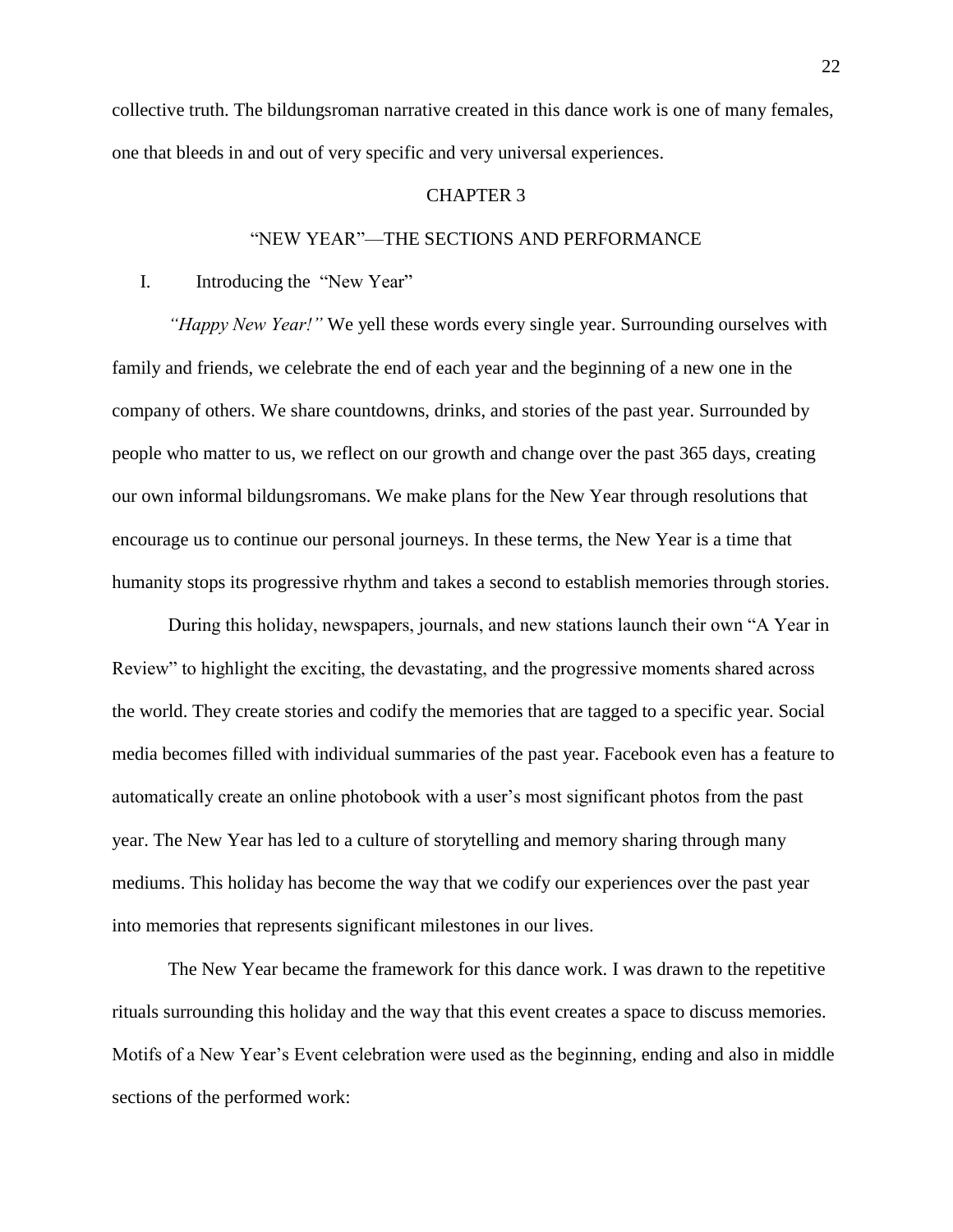collective truth. The bildungsroman narrative created in this dance work is one of many females, one that bleeds in and out of very specific and very universal experiences.

# CHAPTER 3

# "NEW YEAR"—THE SECTIONS AND PERFORMANCE

## I. Introducing the "New Year"

*"Happy New Year!"* We yell these words every single year. Surrounding ourselves with family and friends, we celebrate the end of each year and the beginning of a new one in the company of others. We share countdowns, drinks, and stories of the past year. Surrounded by people who matter to us, we reflect on our growth and change over the past 365 days, creating our own informal bildungsromans. We make plans for the New Year through resolutions that encourage us to continue our personal journeys. In these terms, the New Year is a time that humanity stops its progressive rhythm and takes a second to establish memories through stories.

During this holiday, newspapers, journals, and new stations launch their own "A Year in Review" to highlight the exciting, the devastating, and the progressive moments shared across the world. They create stories and codify the memories that are tagged to a specific year. Social media becomes filled with individual summaries of the past year. Facebook even has a feature to automatically create an online photobook with a user's most significant photos from the past year. The New Year has led to a culture of storytelling and memory sharing through many mediums. This holiday has become the way that we codify our experiences over the past year into memories that represents significant milestones in our lives.

The New Year became the framework for this dance work. I was drawn to the repetitive rituals surrounding this holiday and the way that this event creates a space to discuss memories. Motifs of a New Year's Event celebration were used as the beginning, ending and also in middle sections of the performed work: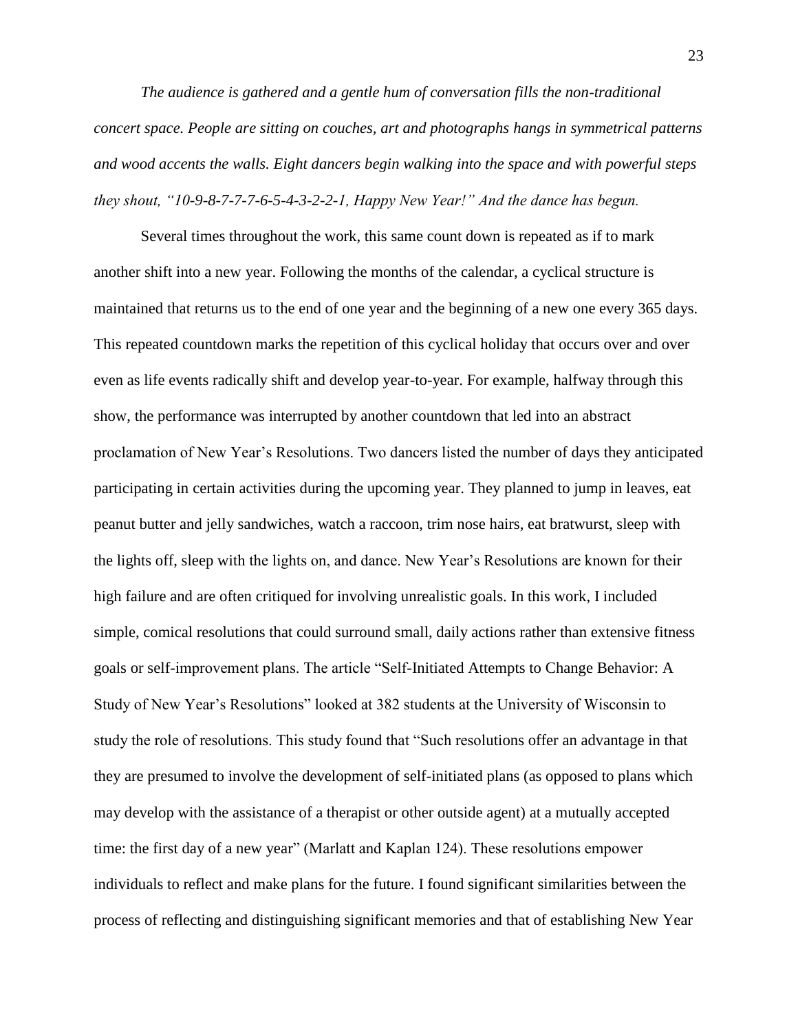*The audience is gathered and a gentle hum of conversation fills the non-traditional concert space. People are sitting on couches, art and photographs hangs in symmetrical patterns and wood accents the walls. Eight dancers begin walking into the space and with powerful steps they shout, "10-9-8-7-7-7-6-5-4-3-2-2-1, Happy New Year!" And the dance has begun.*

Several times throughout the work, this same count down is repeated as if to mark another shift into a new year. Following the months of the calendar, a cyclical structure is maintained that returns us to the end of one year and the beginning of a new one every 365 days. This repeated countdown marks the repetition of this cyclical holiday that occurs over and over even as life events radically shift and develop year-to-year. For example, halfway through this show, the performance was interrupted by another countdown that led into an abstract proclamation of New Year's Resolutions. Two dancers listed the number of days they anticipated participating in certain activities during the upcoming year. They planned to jump in leaves, eat peanut butter and jelly sandwiches, watch a raccoon, trim nose hairs, eat bratwurst, sleep with the lights off, sleep with the lights on, and dance. New Year's Resolutions are known for their high failure and are often critiqued for involving unrealistic goals. In this work, I included simple, comical resolutions that could surround small, daily actions rather than extensive fitness goals or self-improvement plans. The article "Self-Initiated Attempts to Change Behavior: A Study of New Year's Resolutions" looked at 382 students at the University of Wisconsin to study the role of resolutions. This study found that "Such resolutions offer an advantage in that they are presumed to involve the development of self-initiated plans (as opposed to plans which may develop with the assistance of a therapist or other outside agent) at a mutually accepted time: the first day of a new year" (Marlatt and Kaplan 124). These resolutions empower individuals to reflect and make plans for the future. I found significant similarities between the process of reflecting and distinguishing significant memories and that of establishing New Year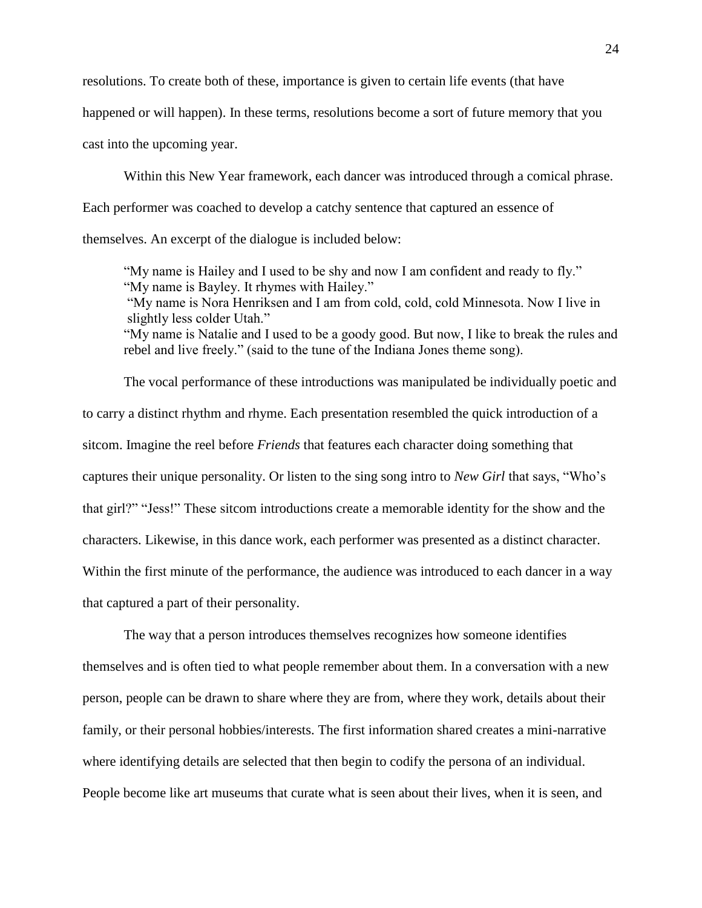resolutions. To create both of these, importance is given to certain life events (that have happened or will happen). In these terms, resolutions become a sort of future memory that you cast into the upcoming year.

Within this New Year framework, each dancer was introduced through a comical phrase. Each performer was coached to develop a catchy sentence that captured an essence of themselves. An excerpt of the dialogue is included below:

> "My name is Hailey and I used to be shy and now I am confident and ready to fly."
> "My name is Bayley. It rhymes with Hailey."
> "My name is Nora Henriksen and I am from cold, cold, cold Minnesota. Now I live in slightly less colder Utah."
> "My name is Natalie and I used to be a goody good. But now, I like to break the rules and rebel and live freely." (said to the tune of the Indiana Jones theme song).

The vocal performance of these introductions was manipulated be individually poetic and to carry a distinct rhythm and rhyme. Each presentation resembled the quick introduction of a sitcom. Imagine the reel before *Friends* that features each character doing something that captures their unique personality. Or listen to the sing song intro to *New Girl* that says, "Who's that girl?" "Jess!" These sitcom introductions create a memorable identity for the show and the characters. Likewise, in this dance work, each performer was presented as a distinct character. Within the first minute of the performance, the audience was introduced to each dancer in a way that captured a part of their personality.

The way that a person introduces themselves recognizes how someone identifies themselves and is often tied to what people remember about them. In a conversation with a new person, people can be drawn to share where they are from, where they work, details about their family, or their personal hobbies/interests. The first information shared creates a mini-narrative where identifying details are selected that then begin to codify the persona of an individual. People become like art museums that curate what is seen about their lives, when it is seen, and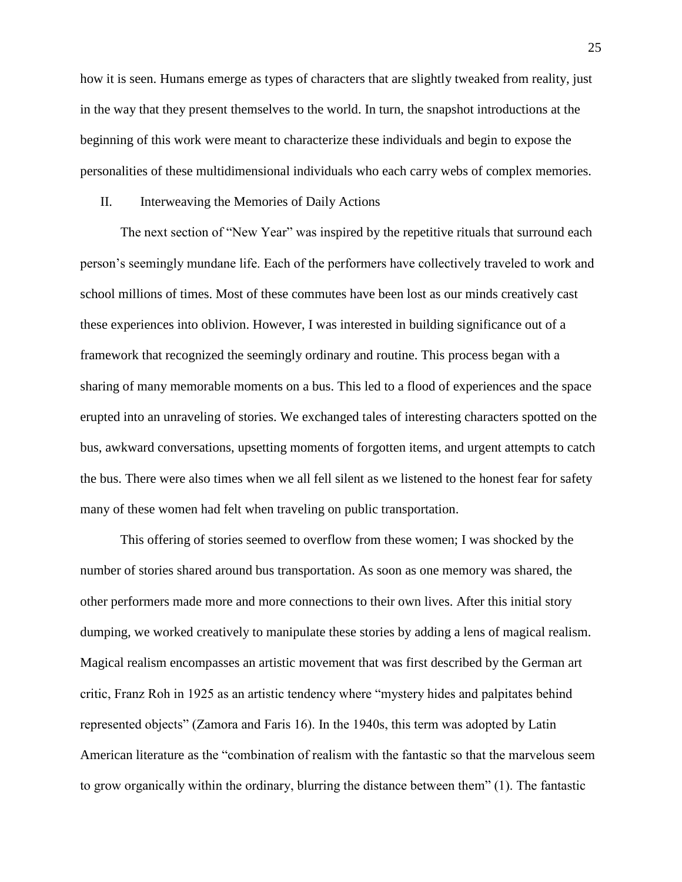how it is seen. Humans emerge as types of characters that are slightly tweaked from reality, just in the way that they present themselves to the world. In turn, the snapshot introductions at the beginning of this work were meant to characterize these individuals and begin to expose the personalities of these multidimensional individuals who each carry webs of complex memories.

## II. Interweaving the Memories of Daily Actions

The next section of "New Year" was inspired by the repetitive rituals that surround each person's seemingly mundane life. Each of the performers have collectively traveled to work and school millions of times. Most of these commutes have been lost as our minds creatively cast these experiences into oblivion. However, I was interested in building significance out of a framework that recognized the seemingly ordinary and routine. This process began with a sharing of many memorable moments on a bus. This led to a flood of experiences and the space erupted into an unraveling of stories. We exchanged tales of interesting characters spotted on the bus, awkward conversations, upsetting moments of forgotten items, and urgent attempts to catch the bus. There were also times when we all fell silent as we listened to the honest fear for safety many of these women had felt when traveling on public transportation.

This offering of stories seemed to overflow from these women; I was shocked by the number of stories shared around bus transportation. As soon as one memory was shared, the other performers made more and more connections to their own lives. After this initial story dumping, we worked creatively to manipulate these stories by adding a lens of magical realism. Magical realism encompasses an artistic movement that was first described by the German art critic, Franz Roh in 1925 as an artistic tendency where "mystery hides and palpitates behind represented objects" (Zamora and Faris 16). In the 1940s, this term was adopted by Latin American literature as the "combination of realism with the fantastic so that the marvelous seem to grow organically within the ordinary, blurring the distance between them" (1). The fantastic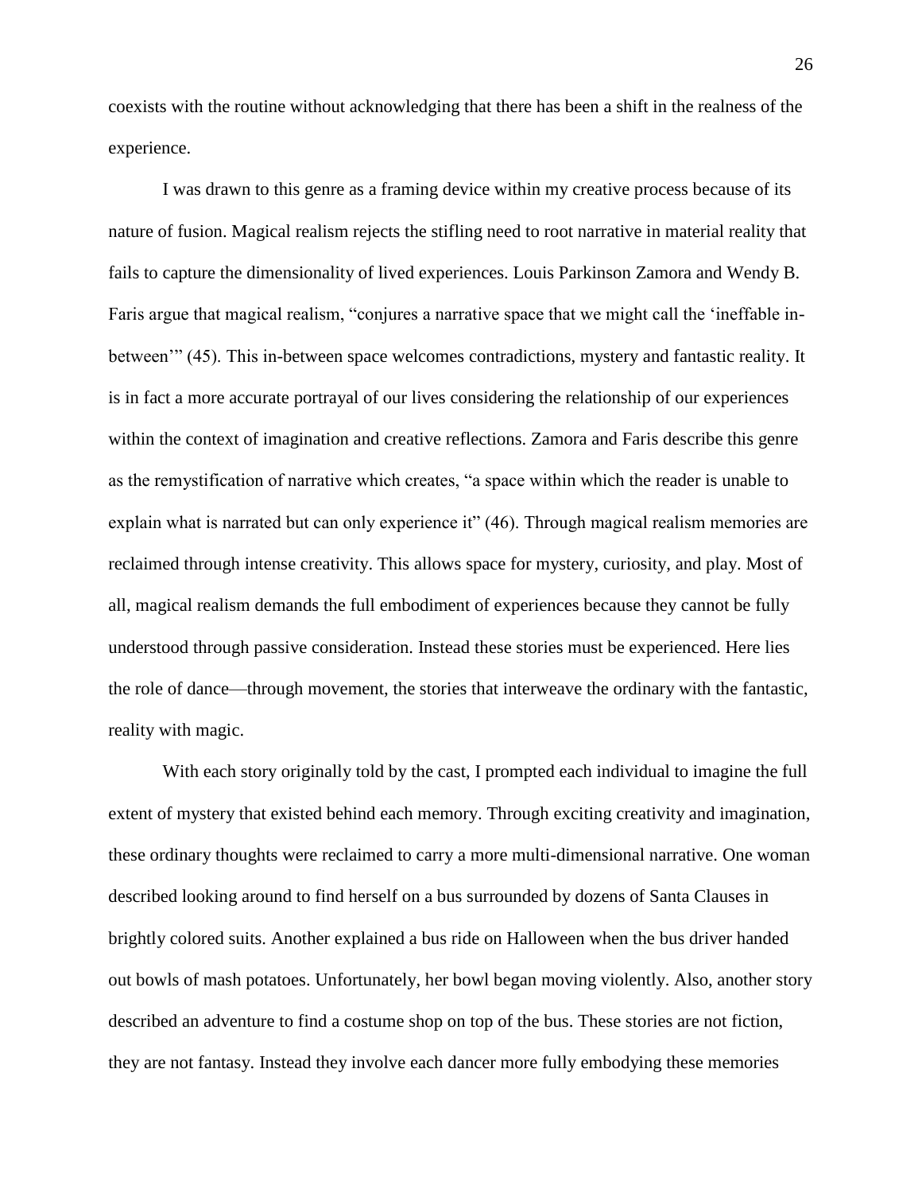coexists with the routine without acknowledging that there has been a shift in the realness of the experience.

I was drawn to this genre as a framing device within my creative process because of its nature of fusion. Magical realism rejects the stifling need to root narrative in material reality that fails to capture the dimensionality of lived experiences. Louis Parkinson Zamora and Wendy B. Faris argue that magical realism, "conjures a narrative space that we might call the 'ineffable in-between'" (45). This in-between space welcomes contradictions, mystery and fantastic reality. It is in fact a more accurate portrayal of our lives considering the relationship of our experiences within the context of imagination and creative reflections. Zamora and Faris describe this genre as the remystification of narrative which creates, "a space within which the reader is unable to explain what is narrated but can only experience it" (46). Through magical realism memories are reclaimed through intense creativity. This allows space for mystery, curiosity, and play. Most of all, magical realism demands the full embodiment of experiences because they cannot be fully understood through passive consideration. Instead these stories must be experienced. Here lies the role of dance—through movement, the stories that interweave the ordinary with the fantastic, reality with magic.

With each story originally told by the cast, I prompted each individual to imagine the full extent of mystery that existed behind each memory. Through exciting creativity and imagination, these ordinary thoughts were reclaimed to carry a more multi-dimensional narrative. One woman described looking around to find herself on a bus surrounded by dozens of Santa Clauses in brightly colored suits. Another explained a bus ride on Halloween when the bus driver handed out bowls of mash potatoes. Unfortunately, her bowl began moving violently. Also, another story described an adventure to find a costume shop on top of the bus. These stories are not fiction, they are not fantasy. Instead they involve each dancer more fully embodying these memories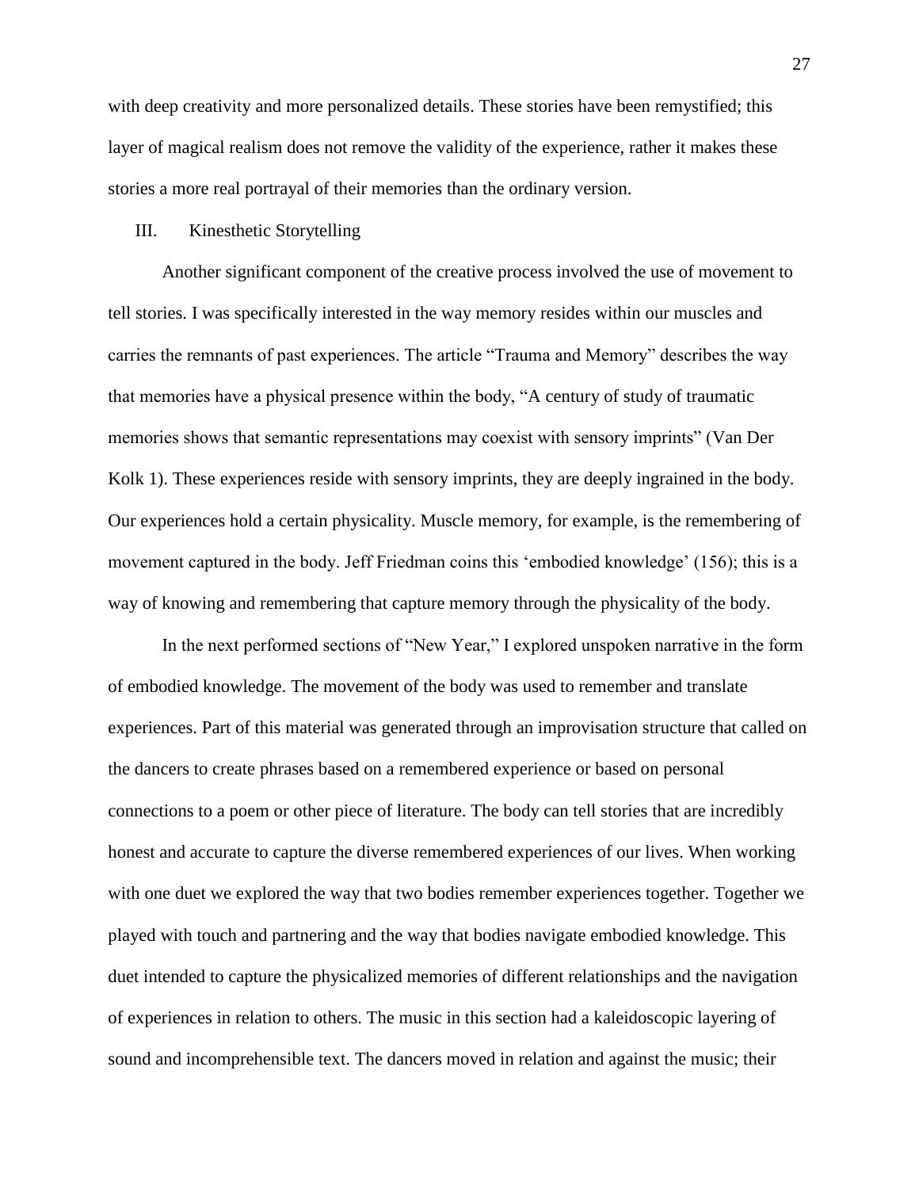with deep creativity and more personalized details. These stories have been remystified; this layer of magical realism does not remove the validity of the experience, rather it makes these stories a more real portrayal of their memories than the ordinary version.

## III. Kinesthetic Storytelling

Another significant component of the creative process involved the use of movement to tell stories. I was specifically interested in the way memory resides within our muscles and carries the remnants of past experiences. The article "Trauma and Memory" describes the way that memories have a physical presence within the body, "A century of study of traumatic memories shows that semantic representations may coexist with sensory imprints" (Van Der Kolk 1). These experiences reside with sensory imprints, they are deeply ingrained in the body. Our experiences hold a certain physicality. Muscle memory, for example, is the remembering of movement captured in the body. Jeff Friedman coins this 'embodied knowledge' (156); this is a way of knowing and remembering that capture memory through the physicality of the body.

In the next performed sections of "New Year," I explored unspoken narrative in the form of embodied knowledge. The movement of the body was used to remember and translate experiences. Part of this material was generated through an improvisation structure that called on the dancers to create phrases based on a remembered experience or based on personal connections to a poem or other piece of literature. The body can tell stories that are incredibly honest and accurate to capture the diverse remembered experiences of our lives. When working with one duet we explored the way that two bodies remember experiences together. Together we played with touch and partnering and the way that bodies navigate embodied knowledge. This duet intended to capture the physicalized memories of different relationships and the navigation of experiences in relation to others. The music in this section had a kaleidoscopic layering of sound and incomprehensible text. The dancers moved in relation and against the music; their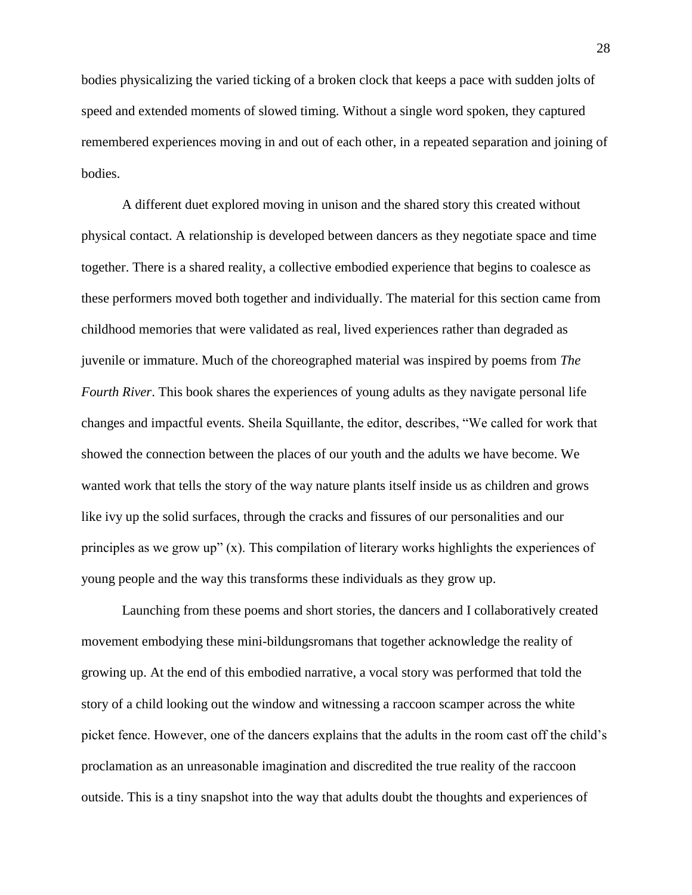bodies physicalizing the varied ticking of a broken clock that keeps a pace with sudden jolts of speed and extended moments of slowed timing. Without a single word spoken, they captured remembered experiences moving in and out of each other, in a repeated separation and joining of bodies.

A different duet explored moving in unison and the shared story this created without physical contact. A relationship is developed between dancers as they negotiate space and time together. There is a shared reality, a collective embodied experience that begins to coalesce as these performers moved both together and individually. The material for this section came from childhood memories that were validated as real, lived experiences rather than degraded as juvenile or immature. Much of the choreographed material was inspired by poems from *The Fourth River*. This book shares the experiences of young adults as they navigate personal life changes and impactful events. Sheila Squillante, the editor, describes, "We called for work that showed the connection between the places of our youth and the adults we have become. We wanted work that tells the story of the way nature plants itself inside us as children and grows like ivy up the solid surfaces, through the cracks and fissures of our personalities and our principles as we grow up" (x). This compilation of literary works highlights the experiences of young people and the way this transforms these individuals as they grow up.

Launching from these poems and short stories, the dancers and I collaboratively created movement embodying these mini-bildungsromans that together acknowledge the reality of growing up. At the end of this embodied narrative, a vocal story was performed that told the story of a child looking out the window and witnessing a raccoon scamper across the white picket fence. However, one of the dancers explains that the adults in the room cast off the child's proclamation as an unreasonable imagination and discredited the true reality of the raccoon outside. This is a tiny snapshot into the way that adults doubt the thoughts and experiences of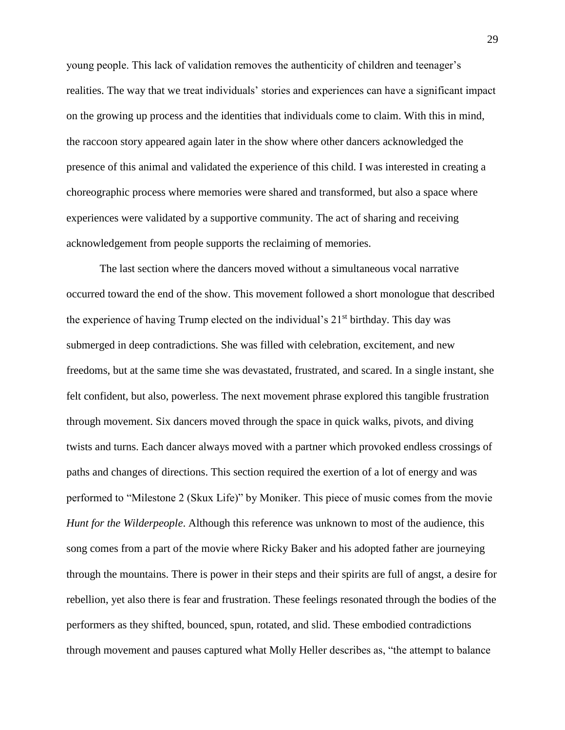young people. This lack of validation removes the authenticity of children and teenager's realities. The way that we treat individuals' stories and experiences can have a significant impact on the growing up process and the identities that individuals come to claim. With this in mind, the raccoon story appeared again later in the show where other dancers acknowledged the presence of this animal and validated the experience of this child. I was interested in creating a choreographic process where memories were shared and transformed, but also a space where experiences were validated by a supportive community. The act of sharing and receiving acknowledgement from people supports the reclaiming of memories.

The last section where the dancers moved without a simultaneous vocal narrative occurred toward the end of the show. This movement followed a short monologue that described the experience of having Trump elected on the individual's 21st birthday. This day was submerged in deep contradictions. She was filled with celebration, excitement, and new freedoms, but at the same time she was devastated, frustrated, and scared. In a single instant, she felt confident, but also, powerless. The next movement phrase explored this tangible frustration through movement. Six dancers moved through the space in quick walks, pivots, and diving twists and turns. Each dancer always moved with a partner which provoked endless crossings of paths and changes of directions. This section required the exertion of a lot of energy and was performed to "Milestone 2 (Skux Life)" by Moniker. This piece of music comes from the movie *Hunt for the Wilderpeople*. Although this reference was unknown to most of the audience, this song comes from a part of the movie where Ricky Baker and his adopted father are journeying through the mountains. There is power in their steps and their spirits are full of angst, a desire for rebellion, yet also there is fear and frustration. These feelings resonated through the bodies of the performers as they shifted, bounced, spun, rotated, and slid. These embodied contradictions through movement and pauses captured what Molly Heller describes as, "the attempt to balance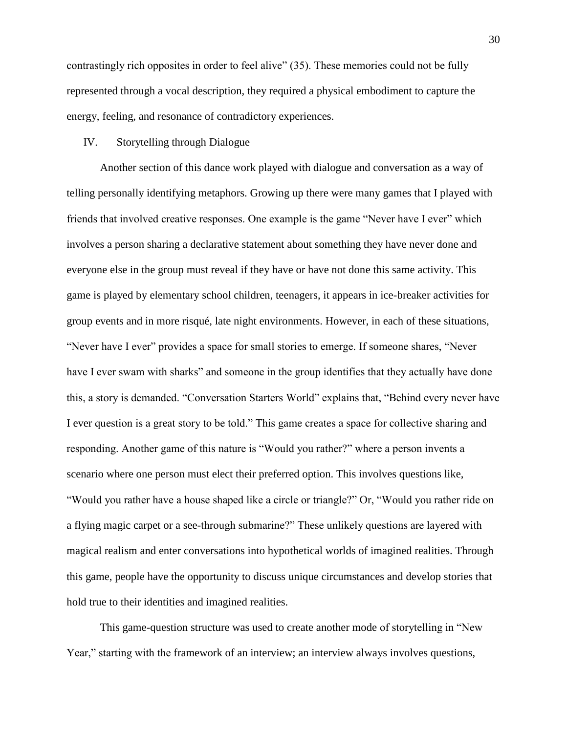contrastingly rich opposites in order to feel alive" (35). These memories could not be fully represented through a vocal description, they required a physical embodiment to capture the energy, feeling, and resonance of contradictory experiences.

## IV. Storytelling through Dialogue

Another section of this dance work played with dialogue and conversation as a way of telling personally identifying metaphors. Growing up there were many games that I played with friends that involved creative responses. One example is the game "Never have I ever" which involves a person sharing a declarative statement about something they have never done and everyone else in the group must reveal if they have or have not done this same activity. This game is played by elementary school children, teenagers, it appears in ice-breaker activities for group events and in more risqué, late night environments. However, in each of these situations, "Never have I ever" provides a space for small stories to emerge. If someone shares, "Never have I ever swam with sharks" and someone in the group identifies that they actually have done this, a story is demanded. "Conversation Starters World" explains that, "Behind every never have I ever question is a great story to be told." This game creates a space for collective sharing and responding. Another game of this nature is "Would you rather?" where a person invents a scenario where one person must elect their preferred option. This involves questions like, "Would you rather have a house shaped like a circle or triangle?" Or, "Would you rather ride on a flying magic carpet or a see-through submarine?" These unlikely questions are layered with magical realism and enter conversations into hypothetical worlds of imagined realities. Through this game, people have the opportunity to discuss unique circumstances and develop stories that hold true to their identities and imagined realities.

This game-question structure was used to create another mode of storytelling in "New Year," starting with the framework of an interview; an interview always involves questions,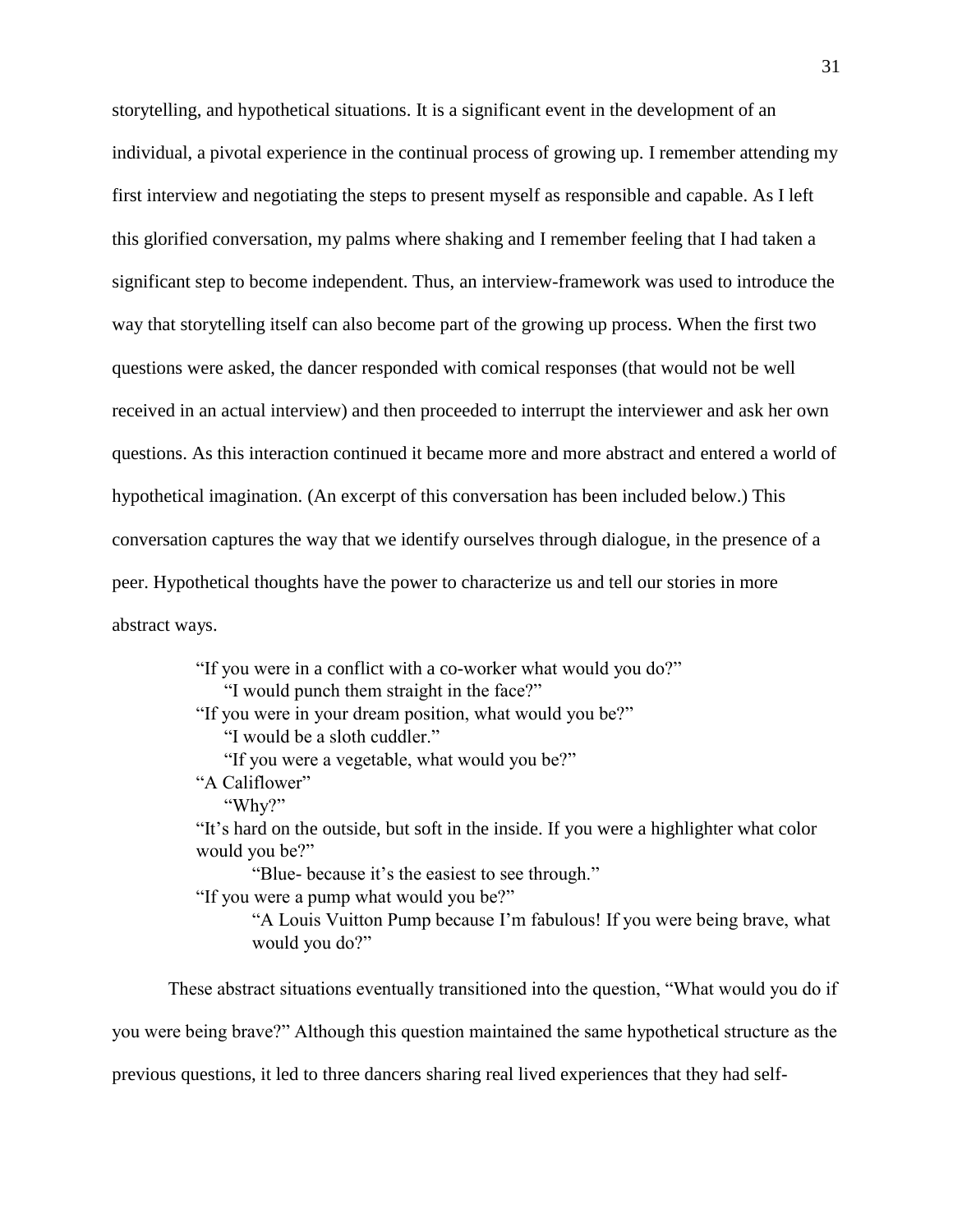storytelling, and hypothetical situations. It is a significant event in the development of an individual, a pivotal experience in the continual process of growing up. I remember attending my first interview and negotiating the steps to present myself as responsible and capable. As I left this glorified conversation, my palms where shaking and I remember feeling that I had taken a significant step to become independent. Thus, an interview-framework was used to introduce the way that storytelling itself can also become part of the growing up process. When the first two questions were asked, the dancer responded with comical responses (that would not be well received in an actual interview) and then proceeded to interrupt the interviewer and ask her own questions. As this interaction continued it became more and more abstract and entered a world of hypothetical imagination. (An excerpt of this conversation has been included below.) This conversation captures the way that we identify ourselves through dialogue, in the presence of a peer. Hypothetical thoughts have the power to characterize us and tell our stories in more abstract ways.

> "If you were in a conflict with a co-worker what would you do?"
>
> "I would punch them straight in the face?"
>
> "If you were in your dream position, what would you be?"
>
> "I would be a sloth cuddler."
>
> "If you were a vegetable, what would you be?"
>
> "A Califlower"
>
> "Why?"
>
> "It's hard on the outside, but soft in the inside. If you were a highlighter what color would you be?"
>
> "Blue- because it's the easiest to see through."
>
> "If you were a pump what would you be?"
>
> "A Louis Vuitton Pump because I'm fabulous! If you were being brave, what would you do?"

These abstract situations eventually transitioned into the question, "What would you do if you were being brave?" Although this question maintained the same hypothetical structure as the previous questions, it led to three dancers sharing real lived experiences that they had self-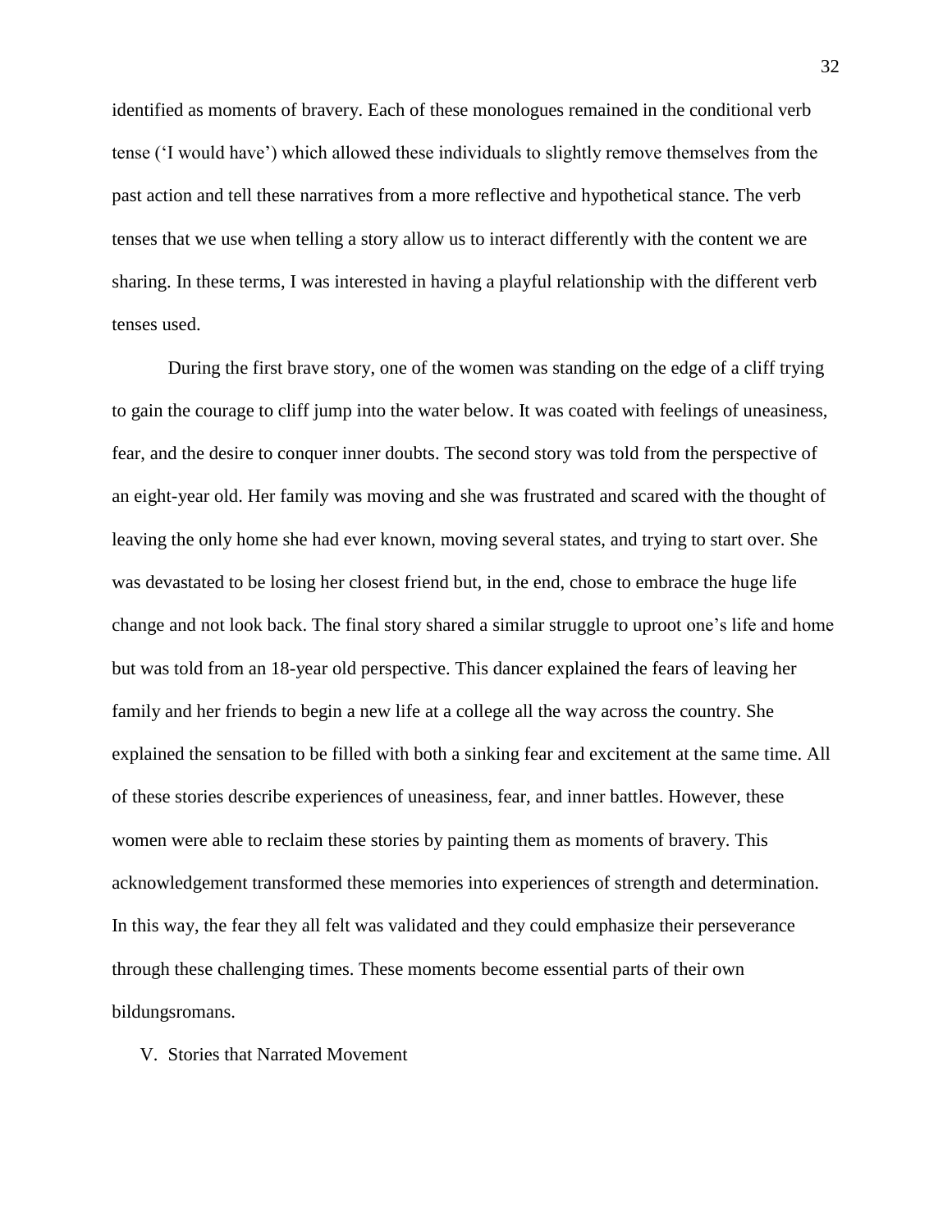identified as moments of bravery. Each of these monologues remained in the conditional verb tense ('I would have') which allowed these individuals to slightly remove themselves from the past action and tell these narratives from a more reflective and hypothetical stance. The verb tenses that we use when telling a story allow us to interact differently with the content we are sharing. In these terms, I was interested in having a playful relationship with the different verb tenses used.

During the first brave story, one of the women was standing on the edge of a cliff trying to gain the courage to cliff jump into the water below. It was coated with feelings of uneasiness, fear, and the desire to conquer inner doubts. The second story was told from the perspective of an eight-year old. Her family was moving and she was frustrated and scared with the thought of leaving the only home she had ever known, moving several states, and trying to start over. She was devastated to be losing her closest friend but, in the end, chose to embrace the huge life change and not look back. The final story shared a similar struggle to uproot one's life and home but was told from an 18-year old perspective. This dancer explained the fears of leaving her family and her friends to begin a new life at a college all the way across the country. She explained the sensation to be filled with both a sinking fear and excitement at the same time. All of these stories describe experiences of uneasiness, fear, and inner battles. However, these women were able to reclaim these stories by painting them as moments of bravery. This acknowledgement transformed these memories into experiences of strength and determination. In this way, the fear they all felt was validated and they could emphasize their perseverance through these challenging times. These moments become essential parts of their own bildungsromans.

## V. Stories that Narrated Movement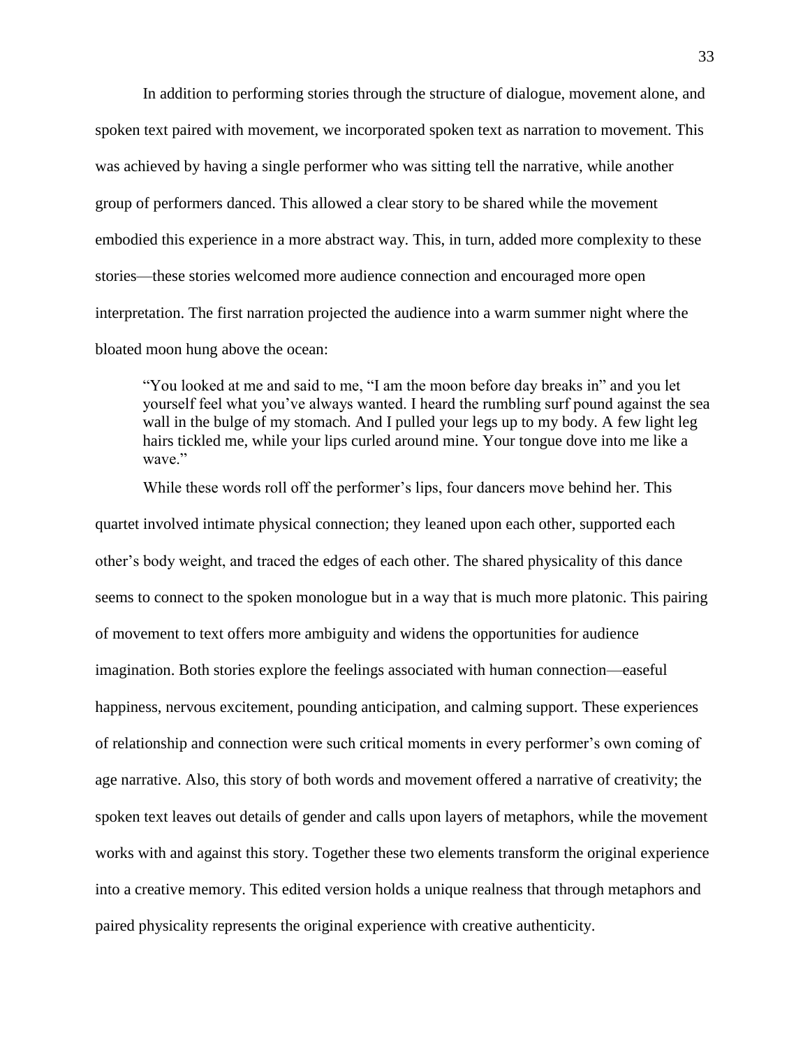In addition to performing stories through the structure of dialogue, movement alone, and spoken text paired with movement, we incorporated spoken text as narration to movement. This was achieved by having a single performer who was sitting tell the narrative, while another group of performers danced. This allowed a clear story to be shared while the movement embodied this experience in a more abstract way. This, in turn, added more complexity to these stories—these stories welcomed more audience connection and encouraged more open interpretation. The first narration projected the audience into a warm summer night where the bloated moon hung above the ocean:

> "You looked at me and said to me, "I am the moon before day breaks in" and you let yourself feel what you've always wanted. I heard the rumbling surf pound against the sea wall in the bulge of my stomach. And I pulled your legs up to my body. A few light leg hairs tickled me, while your lips curled around mine. Your tongue dove into me like a wave."

While these words roll off the performer's lips, four dancers move behind her. This quartet involved intimate physical connection; they leaned upon each other, supported each other's body weight, and traced the edges of each other. The shared physicality of this dance seems to connect to the spoken monologue but in a way that is much more platonic. This pairing of movement to text offers more ambiguity and widens the opportunities for audience imagination. Both stories explore the feelings associated with human connection—easeful happiness, nervous excitement, pounding anticipation, and calming support. These experiences of relationship and connection were such critical moments in every performer's own coming of age narrative. Also, this story of both words and movement offered a narrative of creativity; the spoken text leaves out details of gender and calls upon layers of metaphors, while the movement works with and against this story. Together these two elements transform the original experience into a creative memory. This edited version holds a unique realness that through metaphors and paired physicality represents the original experience with creative authenticity.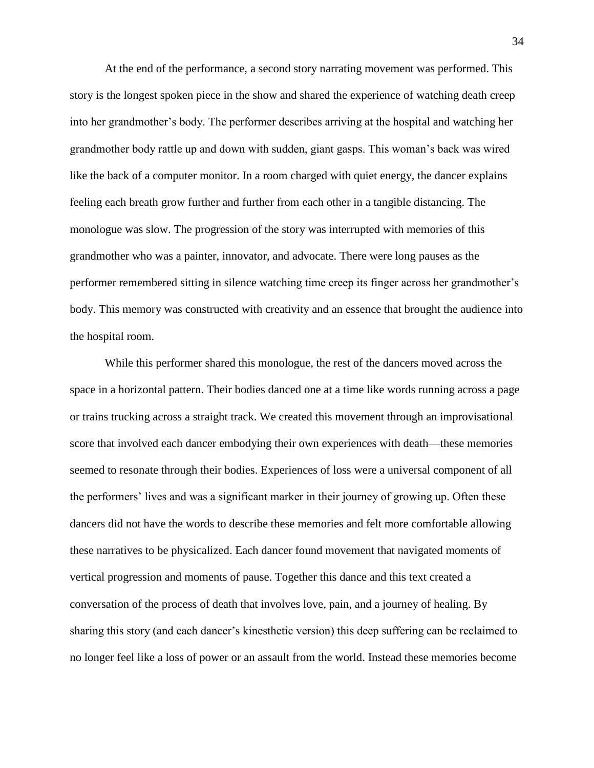At the end of the performance, a second story narrating movement was performed. This story is the longest spoken piece in the show and shared the experience of watching death creep into her grandmother's body. The performer describes arriving at the hospital and watching her grandmother body rattle up and down with sudden, giant gasps. This woman's back was wired like the back of a computer monitor. In a room charged with quiet energy, the dancer explains feeling each breath grow further and further from each other in a tangible distancing. The monologue was slow. The progression of the story was interrupted with memories of this grandmother who was a painter, innovator, and advocate. There were long pauses as the performer remembered sitting in silence watching time creep its finger across her grandmother's body. This memory was constructed with creativity and an essence that brought the audience into the hospital room.

While this performer shared this monologue, the rest of the dancers moved across the space in a horizontal pattern. Their bodies danced one at a time like words running across a page or trains trucking across a straight track. We created this movement through an improvisational score that involved each dancer embodying their own experiences with death—these memories seemed to resonate through their bodies. Experiences of loss were a universal component of all the performers' lives and was a significant marker in their journey of growing up. Often these dancers did not have the words to describe these memories and felt more comfortable allowing these narratives to be physicalized. Each dancer found movement that navigated moments of vertical progression and moments of pause. Together this dance and this text created a conversation of the process of death that involves love, pain, and a journey of healing. By sharing this story (and each dancer's kinesthetic version) this deep suffering can be reclaimed to no longer feel like a loss of power or an assault from the world. Instead these memories become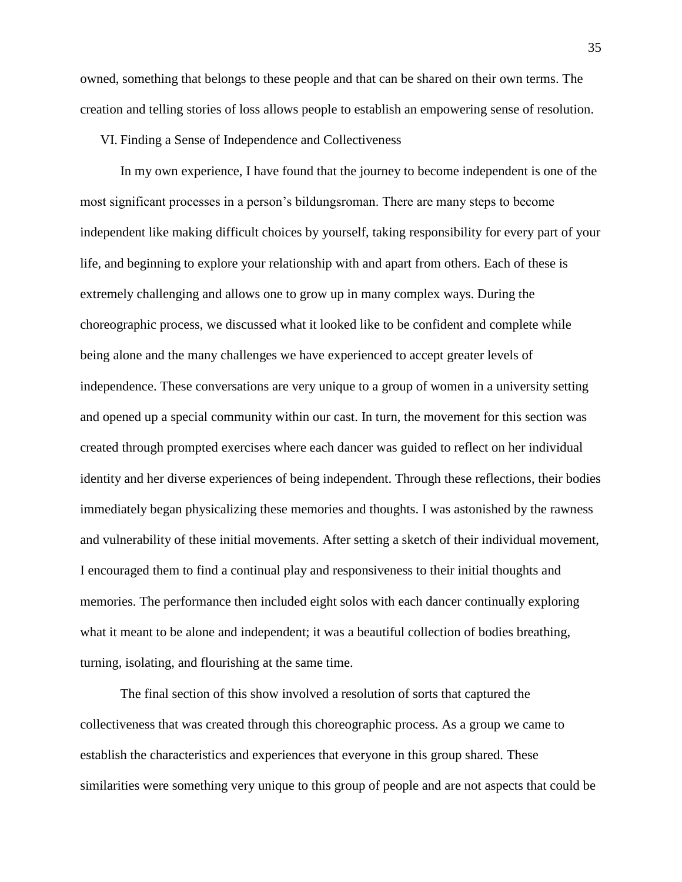owned, something that belongs to these people and that can be shared on their own terms. The creation and telling stories of loss allows people to establish an empowering sense of resolution.

## VI. Finding a Sense of Independence and Collectiveness

In my own experience, I have found that the journey to become independent is one of the most significant processes in a person's bildungsroman. There are many steps to become independent like making difficult choices by yourself, taking responsibility for every part of your life, and beginning to explore your relationship with and apart from others. Each of these is extremely challenging and allows one to grow up in many complex ways. During the choreographic process, we discussed what it looked like to be confident and complete while being alone and the many challenges we have experienced to accept greater levels of independence. These conversations are very unique to a group of women in a university setting and opened up a special community within our cast. In turn, the movement for this section was created through prompted exercises where each dancer was guided to reflect on her individual identity and her diverse experiences of being independent. Through these reflections, their bodies immediately began physicalizing these memories and thoughts. I was astonished by the rawness and vulnerability of these initial movements. After setting a sketch of their individual movement, I encouraged them to find a continual play and responsiveness to their initial thoughts and memories. The performance then included eight solos with each dancer continually exploring what it meant to be alone and independent; it was a beautiful collection of bodies breathing, turning, isolating, and flourishing at the same time.

The final section of this show involved a resolution of sorts that captured the collectiveness that was created through this choreographic process. As a group we came to establish the characteristics and experiences that everyone in this group shared. These similarities were something very unique to this group of people and are not aspects that could be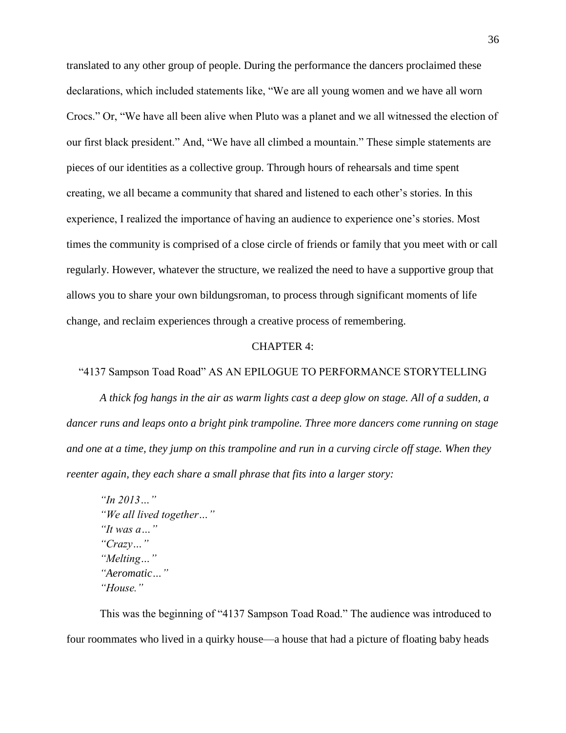translated to any other group of people. During the performance the dancers proclaimed these declarations, which included statements like, "We are all young women and we have all worn Crocs." Or, "We have all been alive when Pluto was a planet and we all witnessed the election of our first black president." And, "We have all climbed a mountain." These simple statements are pieces of our identities as a collective group. Through hours of rehearsals and time spent creating, we all became a community that shared and listened to each other's stories. In this experience, I realized the importance of having an audience to experience one's stories. Most times the community is comprised of a close circle of friends or family that you meet with or call regularly. However, whatever the structure, we realized the need to have a supportive group that allows you to share your own bildungsroman, to process through significant moments of life change, and reclaim experiences through a creative process of remembering.

## CHAPTER 4:

## "4137 Sampson Toad Road" AS AN EPILOGUE TO PERFORMANCE STORYTELLING

*A thick fog hangs in the air as warm lights cast a deep glow on stage. All of a sudden, a dancer runs and leaps onto a bright pink trampoline. Three more dancers come running on stage and one at a time, they jump on this trampoline and run in a curving circle off stage. When they reenter again, they each share a small phrase that fits into a larger story:*

> *"In 2013…"*
> *"We all lived together…"*
> *"It was a…"*
> *"Crazy…"*
> *"Melting…"*
> *"Aeromatic…"*
> *"House."*

This was the beginning of "4137 Sampson Toad Road." The audience was introduced to four roommates who lived in a quirky house—a house that had a picture of floating baby heads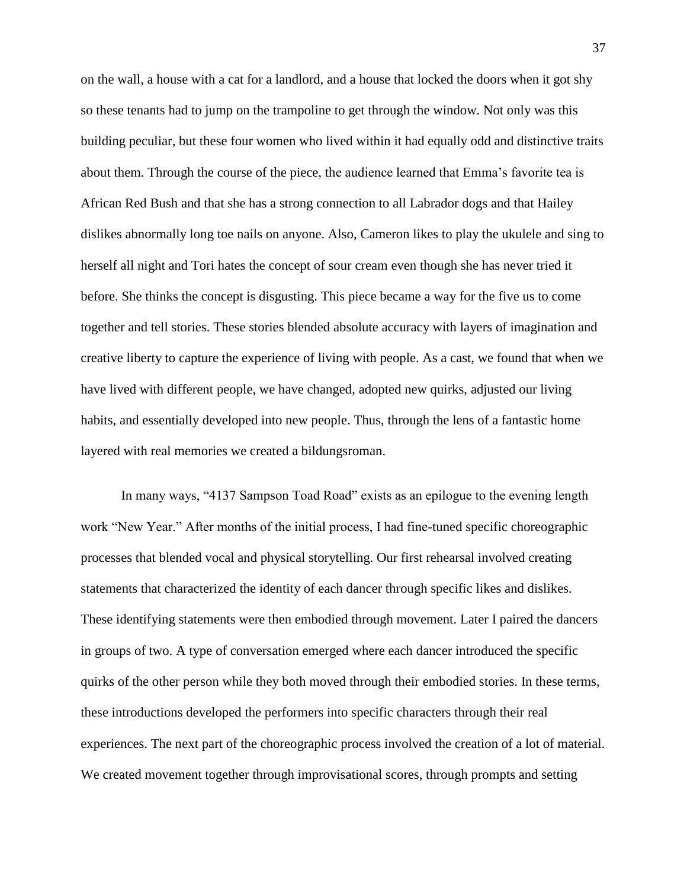on the wall, a house with a cat for a landlord, and a house that locked the doors when it got shy so these tenants had to jump on the trampoline to get through the window. Not only was this building peculiar, but these four women who lived within it had equally odd and distinctive traits about them. Through the course of the piece, the audience learned that Emma's favorite tea is African Red Bush and that she has a strong connection to all Labrador dogs and that Hailey dislikes abnormally long toe nails on anyone. Also, Cameron likes to play the ukulele and sing to herself all night and Tori hates the concept of sour cream even though she has never tried it before. She thinks the concept is disgusting. This piece became a way for the five us to come together and tell stories. These stories blended absolute accuracy with layers of imagination and creative liberty to capture the experience of living with people. As a cast, we found that when we have lived with different people, we have changed, adopted new quirks, adjusted our living habits, and essentially developed into new people. Thus, through the lens of a fantastic home layered with real memories we created a bildungsroman.

In many ways, "4137 Sampson Toad Road" exists as an epilogue to the evening length work "New Year." After months of the initial process, I had fine-tuned specific choreographic processes that blended vocal and physical storytelling. Our first rehearsal involved creating statements that characterized the identity of each dancer through specific likes and dislikes. These identifying statements were then embodied through movement. Later I paired the dancers in groups of two. A type of conversation emerged where each dancer introduced the specific quirks of the other person while they both moved through their embodied stories. In these terms, these introductions developed the performers into specific characters through their real experiences. The next part of the choreographic process involved the creation of a lot of material. We created movement together through improvisational scores, through prompts and setting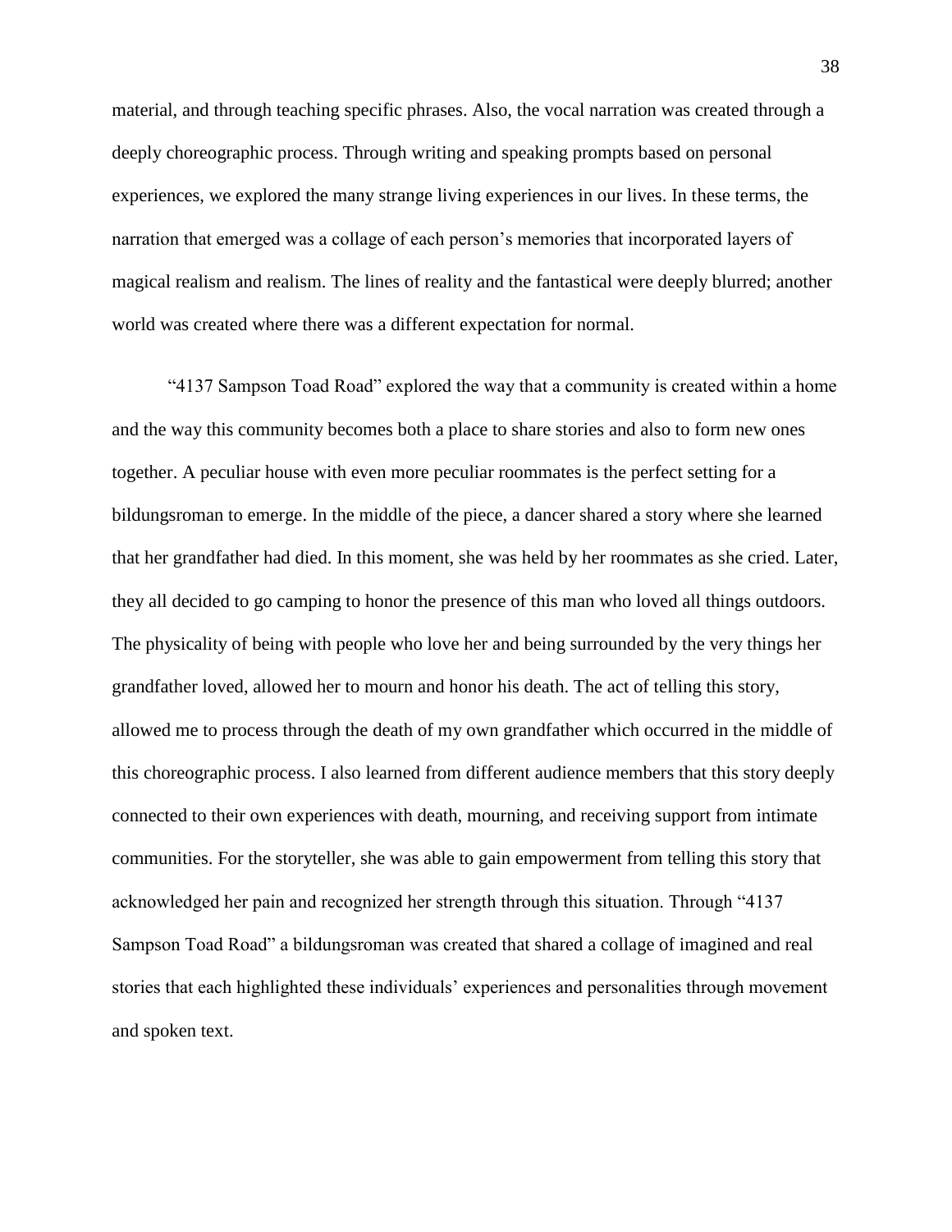material, and through teaching specific phrases. Also, the vocal narration was created through a deeply choreographic process. Through writing and speaking prompts based on personal experiences, we explored the many strange living experiences in our lives. In these terms, the narration that emerged was a collage of each person's memories that incorporated layers of magical realism and realism. The lines of reality and the fantastical were deeply blurred; another world was created where there was a different expectation for normal.

"4137 Sampson Toad Road" explored the way that a community is created within a home and the way this community becomes both a place to share stories and also to form new ones together. A peculiar house with even more peculiar roommates is the perfect setting for a bildungsroman to emerge. In the middle of the piece, a dancer shared a story where she learned that her grandfather had died. In this moment, she was held by her roommates as she cried. Later, they all decided to go camping to honor the presence of this man who loved all things outdoors. The physicality of being with people who love her and being surrounded by the very things her grandfather loved, allowed her to mourn and honor his death. The act of telling this story, allowed me to process through the death of my own grandfather which occurred in the middle of this choreographic process. I also learned from different audience members that this story deeply connected to their own experiences with death, mourning, and receiving support from intimate communities. For the storyteller, she was able to gain empowerment from telling this story that acknowledged her pain and recognized her strength through this situation. Through "4137 Sampson Toad Road" a bildungsroman was created that shared a collage of imagined and real stories that each highlighted these individuals' experiences and personalities through movement and spoken text.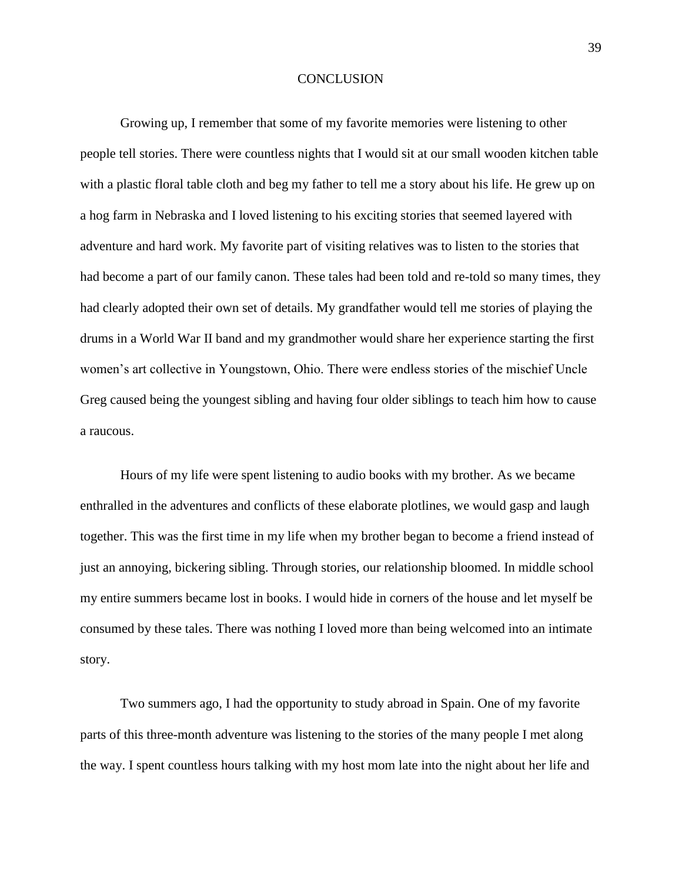# CONCLUSION

Growing up, I remember that some of my favorite memories were listening to other people tell stories. There were countless nights that I would sit at our small wooden kitchen table with a plastic floral table cloth and beg my father to tell me a story about his life. He grew up on a hog farm in Nebraska and I loved listening to his exciting stories that seemed layered with adventure and hard work. My favorite part of visiting relatives was to listen to the stories that had become a part of our family canon. These tales had been told and re-told so many times, they had clearly adopted their own set of details. My grandfather would tell me stories of playing the drums in a World War II band and my grandmother would share her experience starting the first women's art collective in Youngstown, Ohio. There were endless stories of the mischief Uncle Greg caused being the youngest sibling and having four older siblings to teach him how to cause a raucous.

Hours of my life were spent listening to audio books with my brother. As we became enthralled in the adventures and conflicts of these elaborate plotlines, we would gasp and laugh together. This was the first time in my life when my brother began to become a friend instead of just an annoying, bickering sibling. Through stories, our relationship bloomed. In middle school my entire summers became lost in books. I would hide in corners of the house and let myself be consumed by these tales. There was nothing I loved more than being welcomed into an intimate story.

Two summers ago, I had the opportunity to study abroad in Spain. One of my favorite parts of this three-month adventure was listening to the stories of the many people I met along the way. I spent countless hours talking with my host mom late into the night about her life and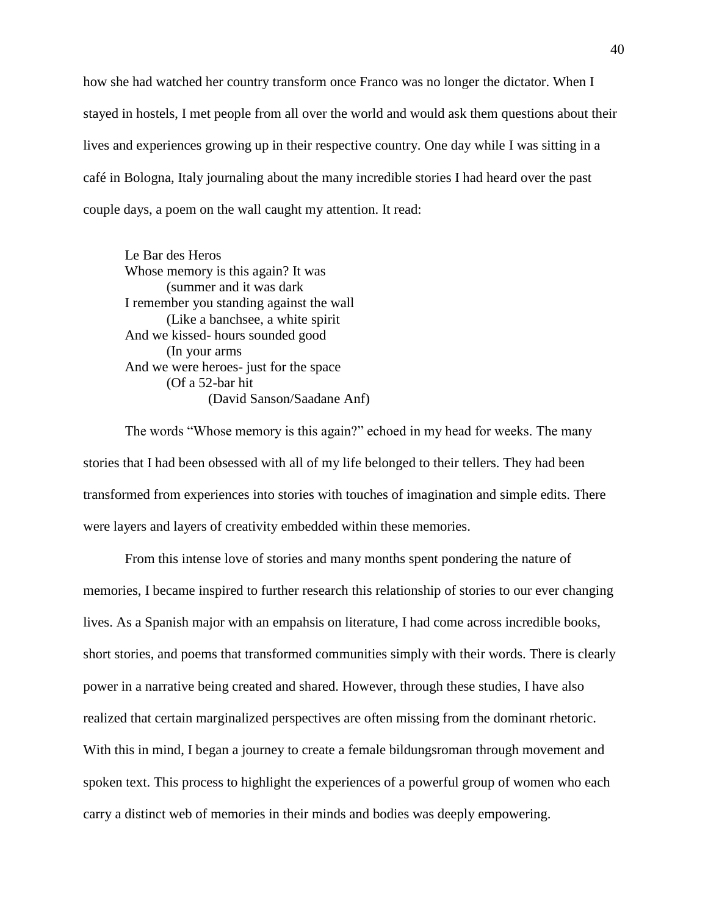how she had watched her country transform once Franco was no longer the dictator. When I stayed in hostels, I met people from all over the world and would ask them questions about their lives and experiences growing up in their respective country. One day while I was sitting in a café in Bologna, Italy journaling about the many incredible stories I had heard over the past couple days, a poem on the wall caught my attention. It read:

> Le Bar des Heros
> Whose memory is this again? It was
> &nbsp;&nbsp;&nbsp;&nbsp;&nbsp;&nbsp;&nbsp;&nbsp;(summer and it was dark
> I remember you standing against the wall
> &nbsp;&nbsp;&nbsp;&nbsp;&nbsp;&nbsp;&nbsp;&nbsp;(Like a banchsee, a white spirit
> And we kissed- hours sounded good
> &nbsp;&nbsp;&nbsp;&nbsp;&nbsp;&nbsp;&nbsp;&nbsp;(In your arms
> And we were heroes- just for the space
> &nbsp;&nbsp;&nbsp;&nbsp;&nbsp;&nbsp;&nbsp;&nbsp;(Of a 52-bar hit
> &nbsp;&nbsp;&nbsp;&nbsp;&nbsp;&nbsp;&nbsp;&nbsp;&nbsp;&nbsp;&nbsp;&nbsp;&nbsp;&nbsp;&nbsp;&nbsp;(David Sanson/Saadane Anf)

The words "Whose memory is this again?" echoed in my head for weeks. The many stories that I had been obsessed with all of my life belonged to their tellers. They had been transformed from experiences into stories with touches of imagination and simple edits. There were layers and layers of creativity embedded within these memories.

From this intense love of stories and many months spent pondering the nature of memories, I became inspired to further research this relationship of stories to our ever changing lives. As a Spanish major with an empahsis on literature, I had come across incredible books, short stories, and poems that transformed communities simply with their words. There is clearly power in a narrative being created and shared. However, through these studies, I have also realized that certain marginalized perspectives are often missing from the dominant rhetoric. With this in mind, I began a journey to create a female bildungsroman through movement and spoken text. This process to highlight the experiences of a powerful group of women who each carry a distinct web of memories in their minds and bodies was deeply empowering.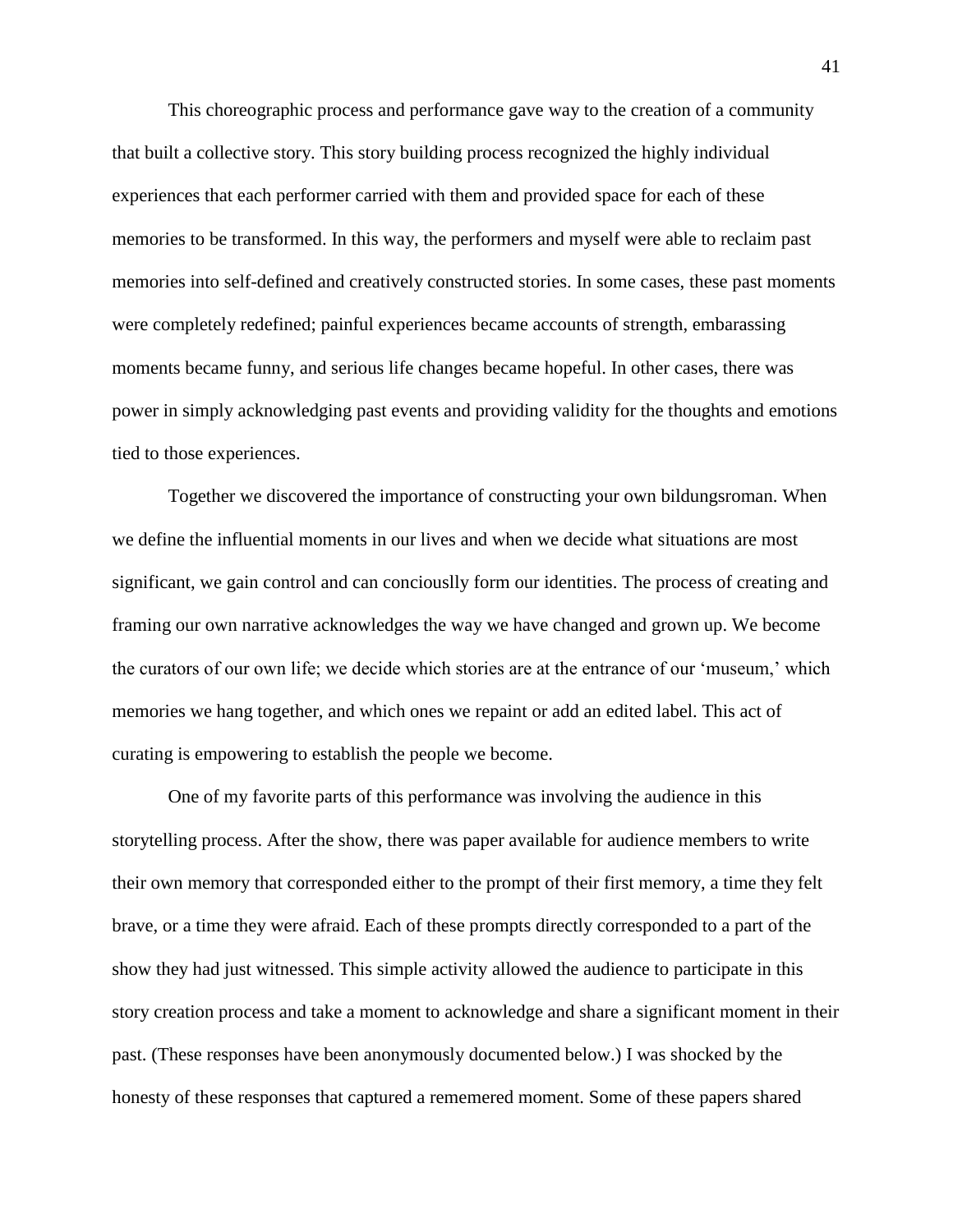This choreographic process and performance gave way to the creation of a community that built a collective story. This story building process recognized the highly individual experiences that each performer carried with them and provided space for each of these memories to be transformed. In this way, the performers and myself were able to reclaim past memories into self-defined and creatively constructed stories. In some cases, these past moments were completely redefined; painful experiences became accounts of strength, embarassing moments became funny, and serious life changes became hopeful. In other cases, there was power in simply acknowledging past events and providing validity for the thoughts and emotions tied to those experiences.

Together we discovered the importance of constructing your own bildungsroman. When we define the influential moments in our lives and when we decide what situations are most significant, we gain control and can conciouslly form our identities. The process of creating and framing our own narrative acknowledges the way we have changed and grown up. We become the curators of our own life; we decide which stories are at the entrance of our 'museum,' which memories we hang together, and which ones we repaint or add an edited label. This act of curating is empowering to establish the people we become.

One of my favorite parts of this performance was involving the audience in this storytelling process. After the show, there was paper available for audience members to write their own memory that corresponded either to the prompt of their first memory, a time they felt brave, or a time they were afraid. Each of these prompts directly corresponded to a part of the show they had just witnessed. This simple activity allowed the audience to participate in this story creation process and take a moment to acknowledge and share a significant moment in their past. (These responses have been anonymously documented below.) I was shocked by the honesty of these responses that captured a rememered moment. Some of these papers shared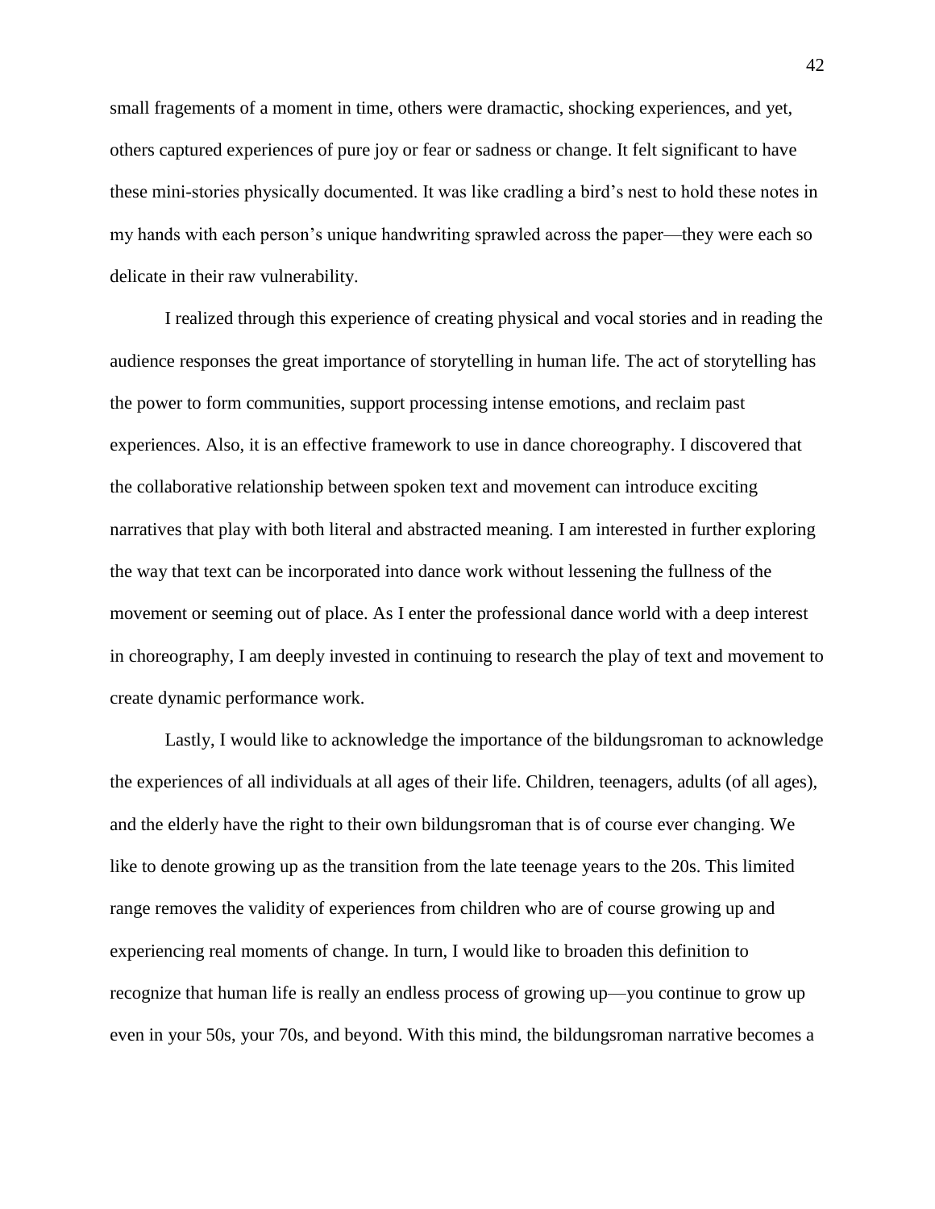small fragements of a moment in time, others were dramactic, shocking experiences, and yet, others captured experiences of pure joy or fear or sadness or change. It felt significant to have these mini-stories physically documented. It was like cradling a bird's nest to hold these notes in my hands with each person's unique handwriting sprawled across the paper—they were each so delicate in their raw vulnerability.

I realized through this experience of creating physical and vocal stories and in reading the audience responses the great importance of storytelling in human life. The act of storytelling has the power to form communities, support processing intense emotions, and reclaim past experiences. Also, it is an effective framework to use in dance choreography. I discovered that the collaborative relationship between spoken text and movement can introduce exciting narratives that play with both literal and abstracted meaning. I am interested in further exploring the way that text can be incorporated into dance work without lessening the fullness of the movement or seeming out of place. As I enter the professional dance world with a deep interest in choreography, I am deeply invested in continuing to research the play of text and movement to create dynamic performance work.

Lastly, I would like to acknowledge the importance of the bildungsroman to acknowledge the experiences of all individuals at all ages of their life. Children, teenagers, adults (of all ages), and the elderly have the right to their own bildungsroman that is of course ever changing. We like to denote growing up as the transition from the late teenage years to the 20s. This limited range removes the validity of experiences from children who are of course growing up and experiencing real moments of change. In turn, I would like to broaden this definition to recognize that human life is really an endless process of growing up—you continue to grow up even in your 50s, your 70s, and beyond. With this mind, the bildungsroman narrative becomes a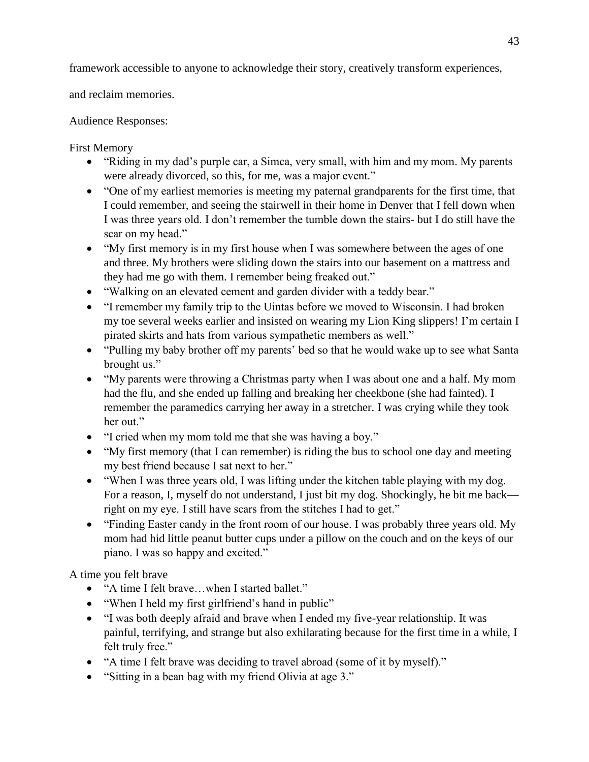framework accessible to anyone to acknowledge their story, creatively transform experiences, and reclaim memories.

Audience Responses:

First Memory

- "Riding in my dad's purple car, a Simca, very small, with him and my mom. My parents were already divorced, so this, for me, was a major event."
- "One of my earliest memories is meeting my paternal grandparents for the first time, that I could remember, and seeing the stairwell in their home in Denver that I fell down when I was three years old. I don't remember the tumble down the stairs- but I do still have the scar on my head."
- "My first memory is in my first house when I was somewhere between the ages of one and three. My brothers were sliding down the stairs into our basement on a mattress and they had me go with them. I remember being freaked out."
- "Walking on an elevated cement and garden divider with a teddy bear."
- "I remember my family trip to the Uintas before we moved to Wisconsin. I had broken my toe several weeks earlier and insisted on wearing my Lion King slippers! I'm certain I pirated skirts and hats from various sympathetic members as well."
- "Pulling my baby brother off my parents' bed so that he would wake up to see what Santa brought us."
- "My parents were throwing a Christmas party when I was about one and a half. My mom had the flu, and she ended up falling and breaking her cheekbone (she had fainted). I remember the paramedics carrying her away in a stretcher. I was crying while they took her out."
- "I cried when my mom told me that she was having a boy."
- "My first memory (that I can remember) is riding the bus to school one day and meeting my best friend because I sat next to her."
- "When I was three years old, I was lifting under the kitchen table playing with my dog. For a reason, I, myself do not understand, I just bit my dog. Shockingly, he bit me back—right on my eye. I still have scars from the stitches I had to get."
- "Finding Easter candy in the front room of our house. I was probably three years old. My mom had hid little peanut butter cups under a pillow on the couch and on the keys of our piano. I was so happy and excited."

A time you felt brave

- "A time I felt brave…when I started ballet."
- "When I held my first girlfriend's hand in public"
- "I was both deeply afraid and brave when I ended my five-year relationship. It was painful, terrifying, and strange but also exhilarating because for the first time in a while, I felt truly free."
- "A time I felt brave was deciding to travel abroad (some of it by myself)."
- "Sitting in a bean bag with my friend Olivia at age 3."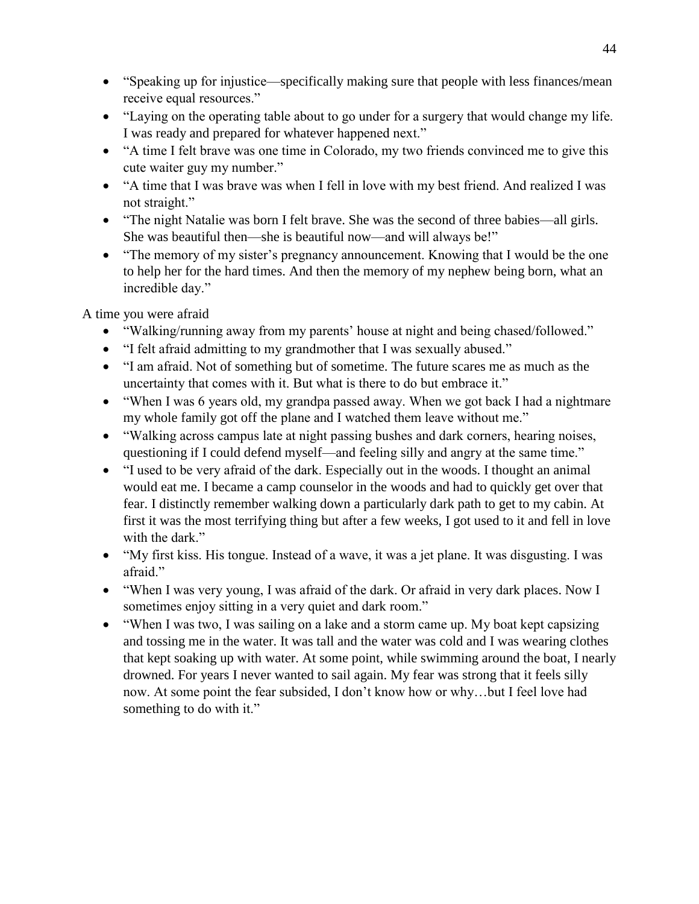- "Speaking up for injustice—specifically making sure that people with less finances/mean receive equal resources."
- "Laying on the operating table about to go under for a surgery that would change my life. I was ready and prepared for whatever happened next."
- "A time I felt brave was one time in Colorado, my two friends convinced me to give this cute waiter guy my number."
- "A time that I was brave was when I fell in love with my best friend. And realized I was not straight."
- "The night Natalie was born I felt brave. She was the second of three babies—all girls. She was beautiful then—she is beautiful now—and will always be!"
- "The memory of my sister's pregnancy announcement. Knowing that I would be the one to help her for the hard times. And then the memory of my nephew being born, what an incredible day."

A time you were afraid

- "Walking/running away from my parents' house at night and being chased/followed."
- "I felt afraid admitting to my grandmother that I was sexually abused."
- "I am afraid. Not of something but of sometime. The future scares me as much as the uncertainty that comes with it. But what is there to do but embrace it."
- "When I was 6 years old, my grandpa passed away. When we got back I had a nightmare my whole family got off the plane and I watched them leave without me."
- "Walking across campus late at night passing bushes and dark corners, hearing noises, questioning if I could defend myself—and feeling silly and angry at the same time."
- "I used to be very afraid of the dark. Especially out in the woods. I thought an animal would eat me. I became a camp counselor in the woods and had to quickly get over that fear. I distinctly remember walking down a particularly dark path to get to my cabin. At first it was the most terrifying thing but after a few weeks, I got used to it and fell in love with the dark."
- "My first kiss. His tongue. Instead of a wave, it was a jet plane. It was disgusting. I was afraid."
- "When I was very young, I was afraid of the dark. Or afraid in very dark places. Now I sometimes enjoy sitting in a very quiet and dark room."
- "When I was two, I was sailing on a lake and a storm came up. My boat kept capsizing and tossing me in the water. It was tall and the water was cold and I was wearing clothes that kept soaking up with water. At some point, while swimming around the boat, I nearly drowned. For years I never wanted to sail again. My fear was strong that it feels silly now. At some point the fear subsided, I don't know how or why…but I feel love had something to do with it."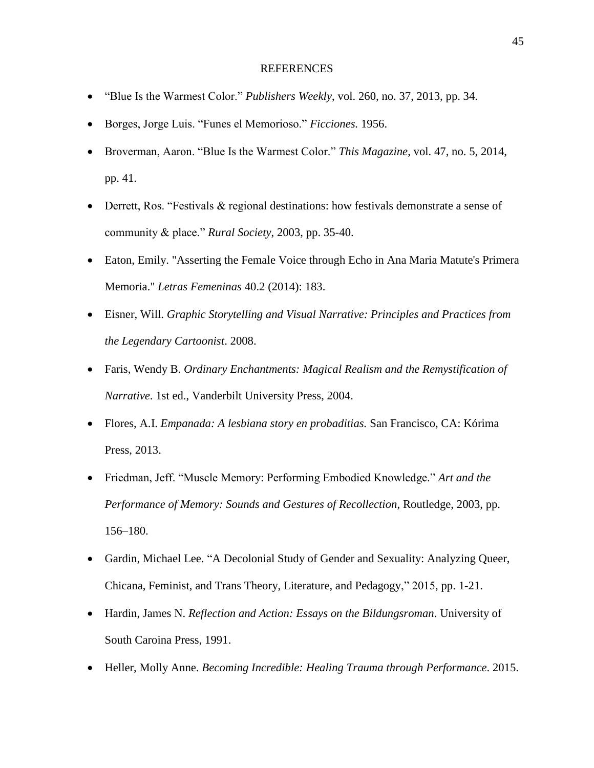# REFERENCES

- "Blue Is the Warmest Color." *Publishers Weekly*, vol. 260, no. 37, 2013, pp. 34.
- Borges, Jorge Luis. "Funes el Memorioso." *Ficciones.* 1956.
- Broverman, Aaron. "Blue Is the Warmest Color." *This Magazine*, vol. 47, no. 5, 2014, pp. 41.
- Derrett, Ros. "Festivals & regional destinations: how festivals demonstrate a sense of community & place." *Rural Society*, 2003, pp. 35-40.
- Eaton, Emily. "Asserting the Female Voice through Echo in Ana Maria Matute's Primera Memoria." *Letras Femeninas* 40.2 (2014): 183.
- Eisner, Will. *Graphic Storytelling and Visual Narrative: Principles and Practices from the Legendary Cartoonist*. 2008.
- Faris, Wendy B. *Ordinary Enchantments: Magical Realism and the Remystification of Narrative*. 1st ed., Vanderbilt University Press, 2004.
- Flores, A.I. *Empanada: A lesbiana story en probaditias.* San Francisco, CA: Kórima Press, 2013.
- Friedman, Jeff. "Muscle Memory: Performing Embodied Knowledge." *Art and the Performance of Memory: Sounds and Gestures of Recollection*, Routledge, 2003, pp. 156–180.
- Gardin, Michael Lee. "A Decolonial Study of Gender and Sexuality: Analyzing Queer, Chicana, Feminist, and Trans Theory, Literature, and Pedagogy," 2015, pp. 1-21.
- Hardin, James N. *Reflection and Action: Essays on the Bildungsroman*. University of South Caroina Press, 1991.
- Heller, Molly Anne. *Becoming Incredible: Healing Trauma through Performance*. 2015.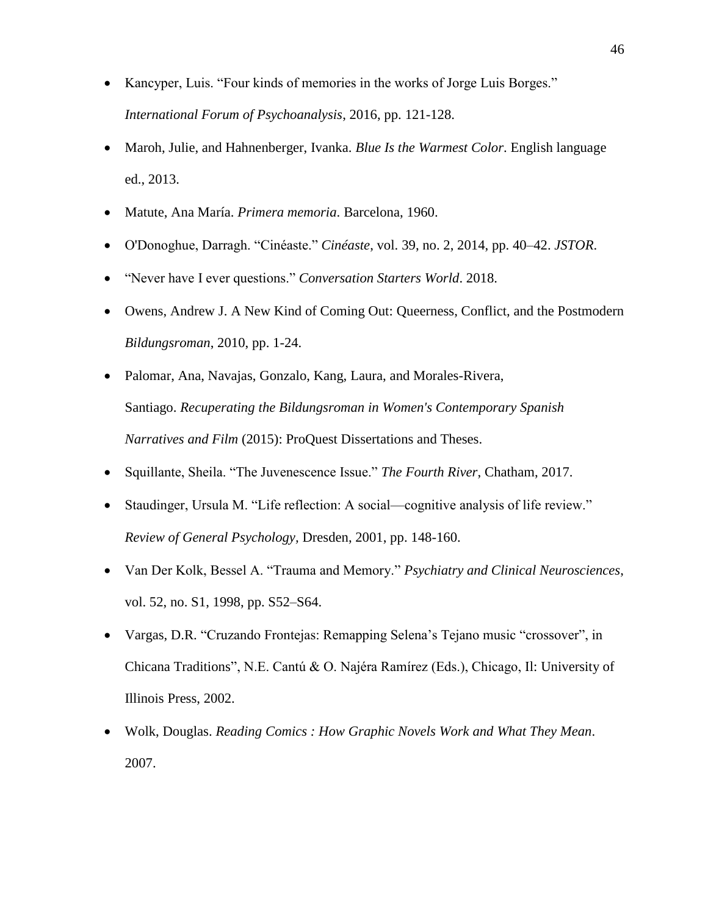- Kancyper, Luis. “Four kinds of memories in the works of Jorge Luis Borges.” *International Forum of Psychoanalysis*, 2016, pp. 121-128.
- Maroh, Julie, and Hahnenberger, Ivanka. *Blue Is the Warmest Color*. English language ed., 2013.
- Matute, Ana María. *Primera memoria*. Barcelona, 1960.
- O'Donoghue, Darragh. “Cinéaste.” *Cinéaste*, vol. 39, no. 2, 2014, pp. 40–42. *JSTOR*.
- “Never have I ever questions.” *Conversation Starters World*. 2018.
- Owens, Andrew J. A New Kind of Coming Out: Queerness, Conflict, and the Postmodern *Bildungsroman*, 2010, pp. 1-24.
- Palomar, Ana, Navajas, Gonzalo, Kang, Laura, and Morales-Rivera, Santiago. *Recuperating the Bildungsroman in Women's Contemporary Spanish Narratives and Film* (2015): ProQuest Dissertations and Theses.
- Squillante, Sheila. “The Juvenescence Issue.” *The Fourth River*, Chatham, 2017.
- Staudinger, Ursula M. “Life reflection: A social—cognitive analysis of life review.” *Review of General Psychology,* Dresden, 2001, pp. 148-160.
- Van Der Kolk, Bessel A. “Trauma and Memory.” *Psychiatry and Clinical Neurosciences*, vol. 52, no. S1, 1998, pp. S52–S64.
- Vargas, D.R. “Cruzando Frontejas: Remapping Selena’s Tejano music “crossover”, in Chicana Traditions”, N.E. Cantú & O. Najéra Ramírez (Eds.), Chicago, Il: University of Illinois Press, 2002.
- Wolk, Douglas. *Reading Comics : How Graphic Novels Work and What They Mean*. 2007.